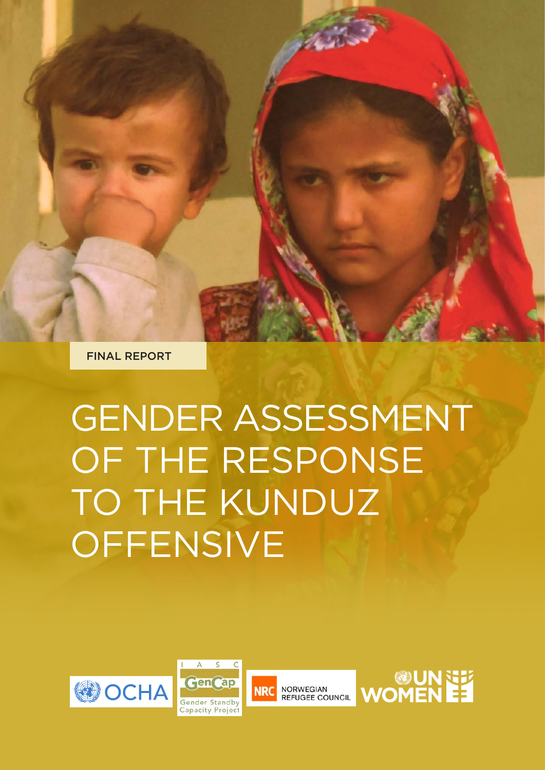FINAL REPORT

# GENDER ASSESSMENT OF THE RESPONSE TO THE KUNDUZ OFFENSIVE

OCHA

IASC GenCap Gender Standby Capacity Project

NRC NORWEGIAN REFUGEE COUNCIL

UN WOMEN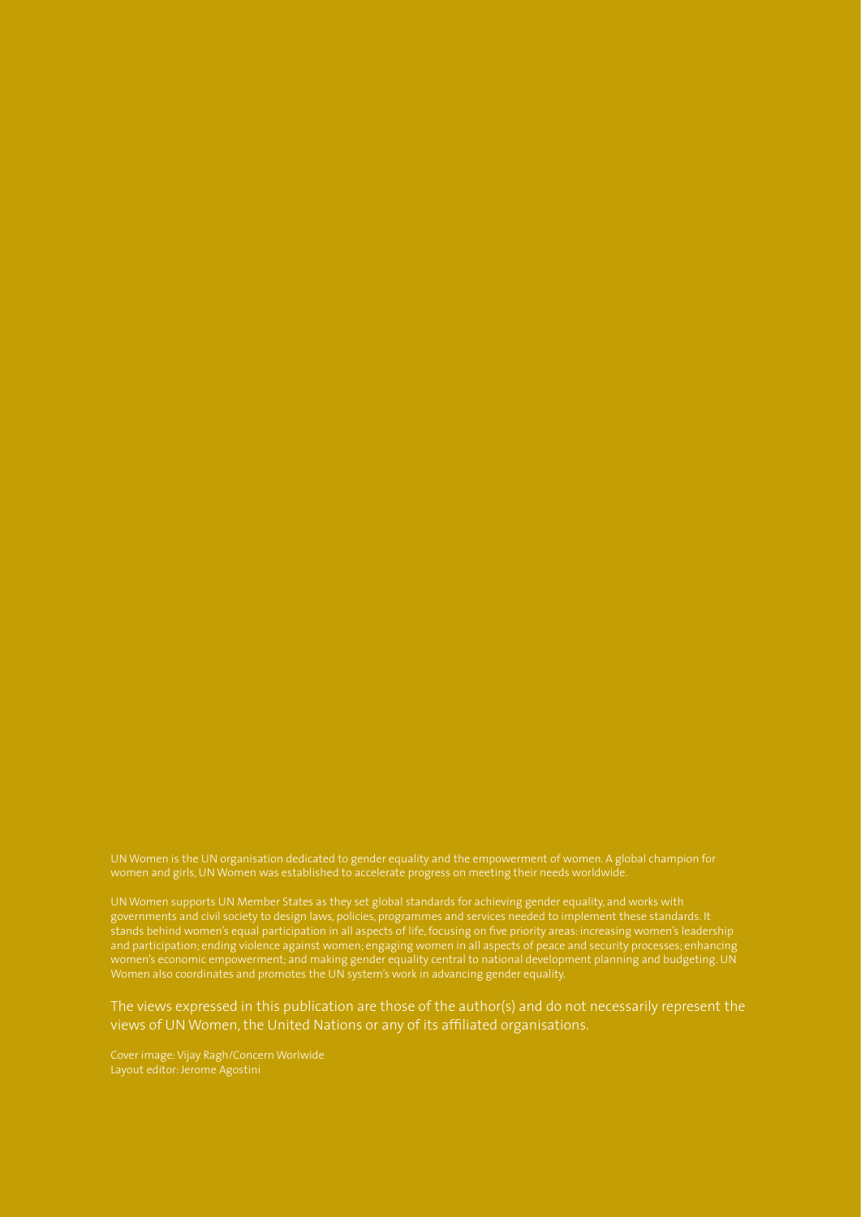UN Women is the UN organisation dedicated to gender equality and the empowerment of women. A global champion for women and girls, UN Women was established to accelerate progress on meeting their needs worldwide.

UN Women supports UN Member States as they set global standards for achieving gender equality, and works with governments and civil society to design laws, policies, programmes and services needed to implement these standards. It stands behind women's equal participation in all aspects of life, focusing on five priority areas: increasing women's leadership and participation; ending violence against women; engaging women in all aspects of peace and security processes; enhancing women's economic empowerment; and making gender equality central to national development planning and budgeting. UN Women also coordinates and promotes the UN system's work in advancing gender equality.

The views expressed in this publication are those of the author(s) and do not necessarily represent the views of UN Women, the United Nations or any of its affiliated organisations.

Cover image: Vijay Ragh/Concern Worlwide
Layout editor: Jerome Agostini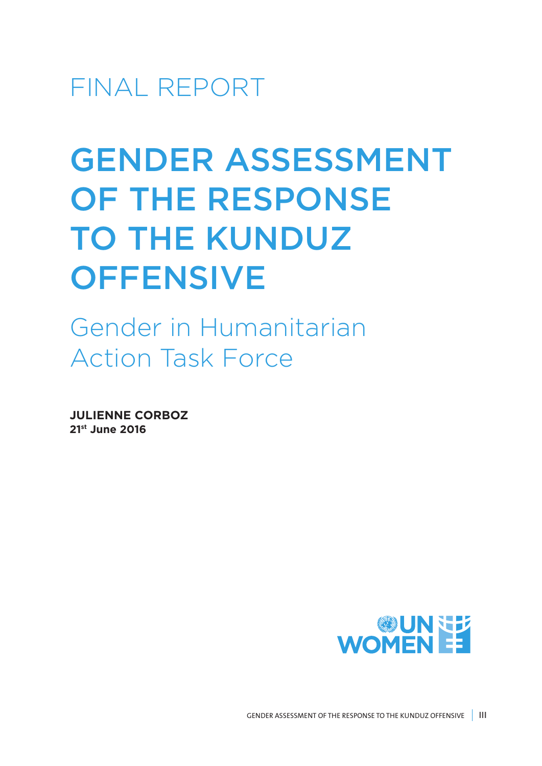FINAL REPORT

# GENDER ASSESSMENT OF THE RESPONSE TO THE KUNDUZ OFFENSIVE

## Gender in Humanitarian Action Task Force

**JULIENNE CORBOZ**
**21st June 2016**

UN WOMEN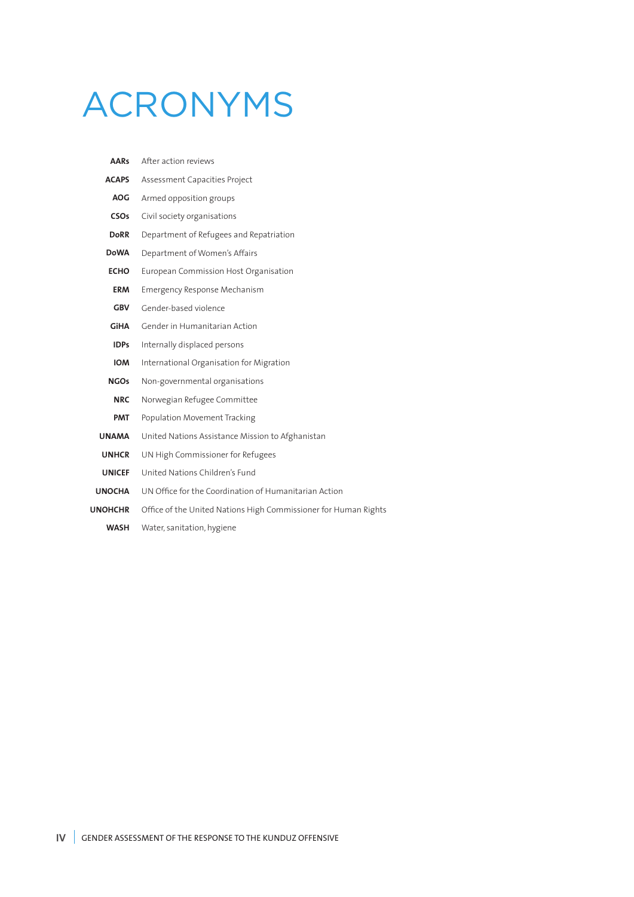# ACRONYMS

| | |
|---|---|
| **AARs** | After action reviews |
| **ACAPS** | Assessment Capacities Project |
| **AOG** | Armed opposition groups |
| **CSOs** | Civil society organisations |
| **DoRR** | Department of Refugees and Repatriation |
| **DoWA** | Department of Women's Affairs |
| **ECHO** | European Commission Host Organisation |
| **ERM** | Emergency Response Mechanism |
| **GBV** | Gender-based violence |
| **GiHA** | Gender in Humanitarian Action |
| **IDPs** | Internally displaced persons |
| **IOM** | International Organisation for Migration |
| **NGOs** | Non-governmental organisations |
| **NRC** | Norwegian Refugee Committee |
| **PMT** | Population Movement Tracking |
| **UNAMA** | United Nations Assistance Mission to Afghanistan |
| **UNHCR** | UN High Commissioner for Refugees |
| **UNICEF** | United Nations Children's Fund |
| **UNOCHA** | UN Office for the Coordination of Humanitarian Action |
| **UNOHCHR** | Office of the United Nations High Commissioner for Human Rights |
| **WASH** | Water, sanitation, hygiene |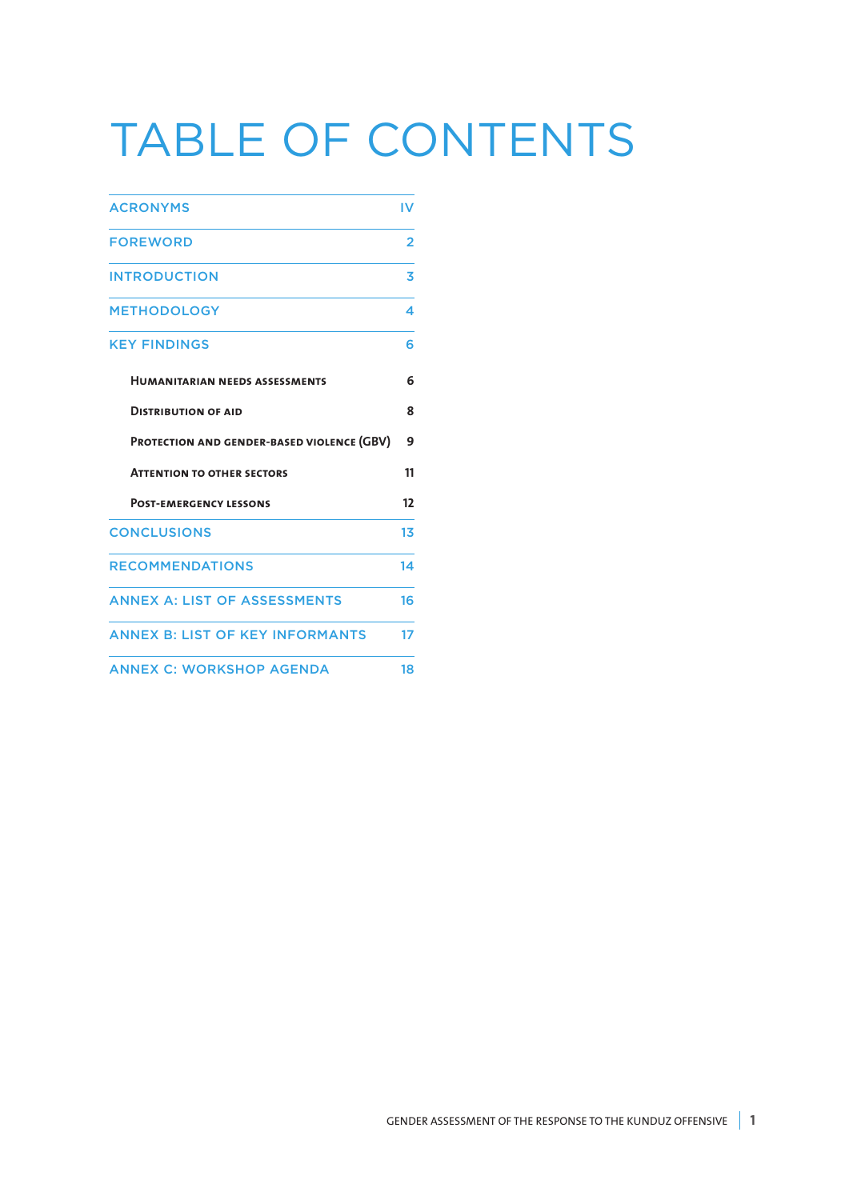# TABLE OF CONTENTS

| | |
|---|---|
| ACRONYMS | IV |
| FOREWORD | 2 |
| INTRODUCTION | 3 |
| METHODOLOGY | 4 |
| KEY FINDINGS | 6 |
| Humanitarian needs assessments | 6 |
| Distribution of aid | 8 |
| Protection and gender-based violence (GBV) | 9 |
| Attention to other sectors | 11 |
| Post-emergency lessons | 12 |
| CONCLUSIONS | 13 |
| RECOMMENDATIONS | 14 |
| ANNEX A: LIST OF ASSESSMENTS | 16 |
| ANNEX B: LIST OF KEY INFORMANTS | 17 |
| ANNEX C: WORKSHOP AGENDA | 18 |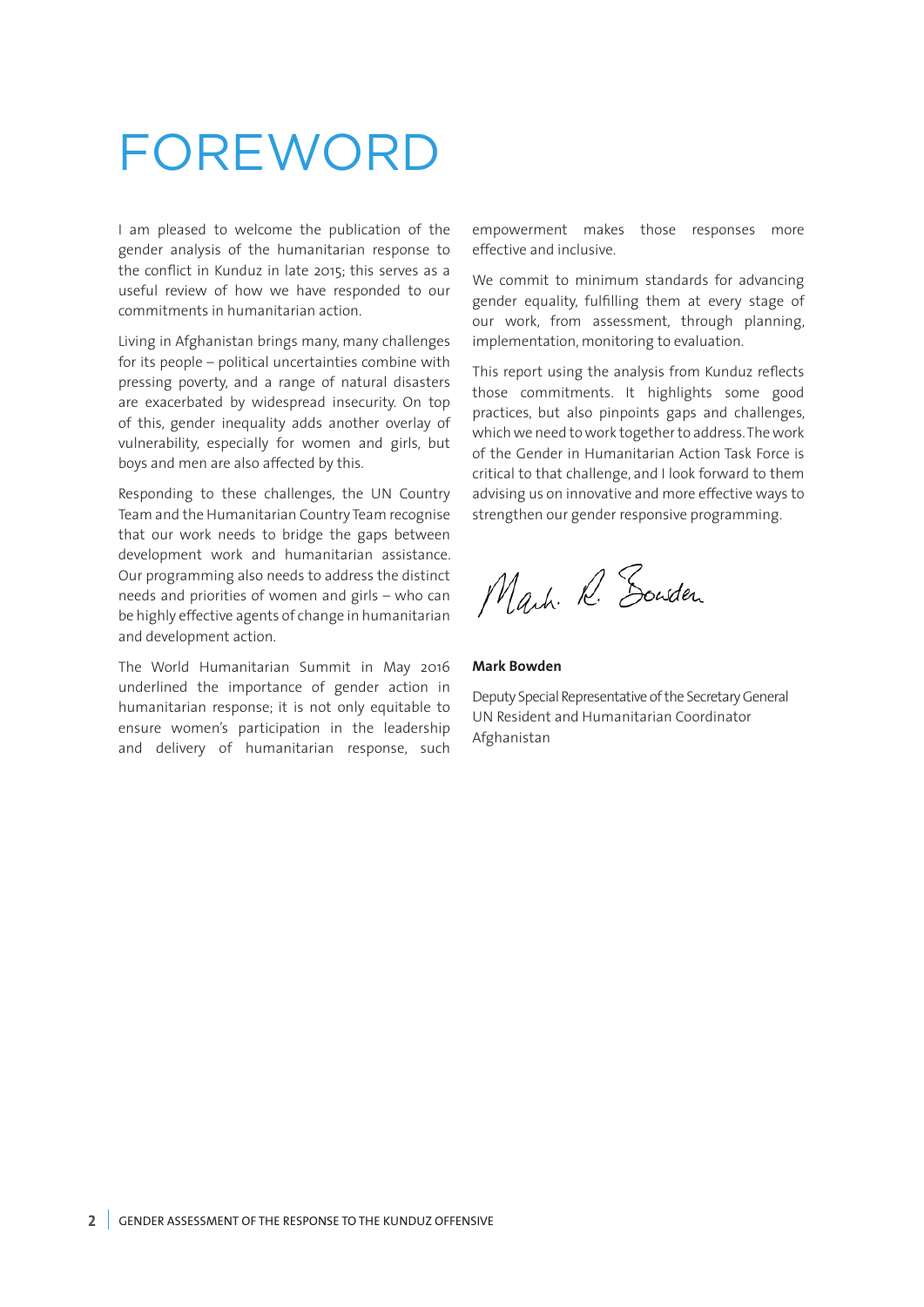# FOREWORD

I am pleased to welcome the publication of the gender analysis of the humanitarian response to the conflict in Kunduz in late 2015; this serves as a useful review of how we have responded to our commitments in humanitarian action.

Living in Afghanistan brings many, many challenges for its people – political uncertainties combine with pressing poverty, and a range of natural disasters are exacerbated by widespread insecurity. On top of this, gender inequality adds another overlay of vulnerability, especially for women and girls, but boys and men are also affected by this.

Responding to these challenges, the UN Country Team and the Humanitarian Country Team recognise that our work needs to bridge the gaps between development work and humanitarian assistance. Our programming also needs to address the distinct needs and priorities of women and girls – who can be highly effective agents of change in humanitarian and development action.

The World Humanitarian Summit in May 2016 underlined the importance of gender action in humanitarian response; it is not only equitable to ensure women's participation in the leadership and delivery of humanitarian response, such empowerment makes those responses more effective and inclusive.

We commit to minimum standards for advancing gender equality, fulfilling them at every stage of our work, from assessment, through planning, implementation, monitoring to evaluation.

This report using the analysis from Kunduz reflects those commitments. It highlights some good practices, but also pinpoints gaps and challenges, which we need to work together to address. The work of the Gender in Humanitarian Action Task Force is critical to that challenge, and I look forward to them advising us on innovative and more effective ways to strengthen our gender responsive programming.

Mark R. Bowden

**Mark Bowden**

Deputy Special Representative of the Secretary General
UN Resident and Humanitarian Coordinator
Afghanistan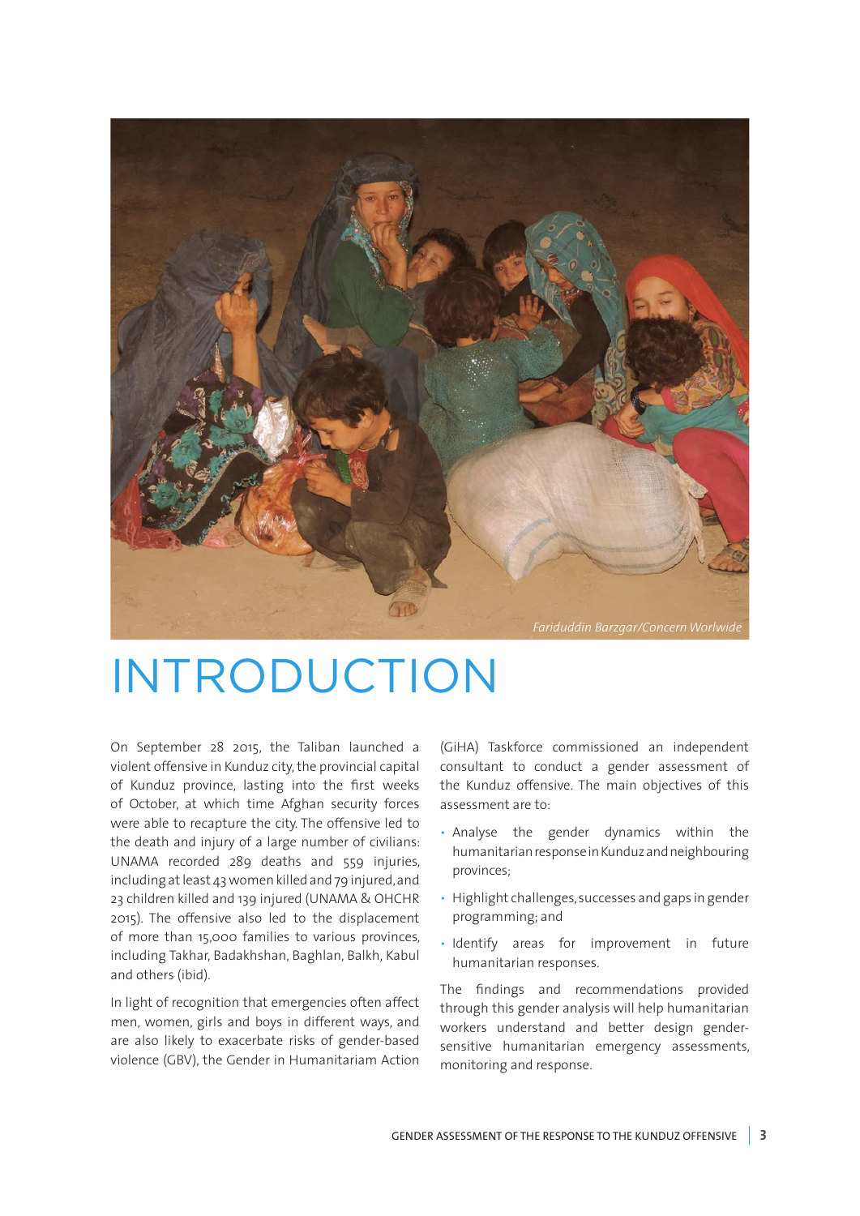Fariduddin Barzgar/Concern Worlwide

# INTRODUCTION

On September 28 2015, the Taliban launched a violent offensive in Kunduz city, the provincial capital of Kunduz province, lasting into the first weeks of October, at which time Afghan security forces were able to recapture the city. The offensive led to the death and injury of a large number of civilians: UNAMA recorded 289 deaths and 559 injuries, including at least 43 women killed and 79 injured, and 23 children killed and 139 injured (UNAMA & OHCHR 2015). The offensive also led to the displacement of more than 15,000 families to various provinces, including Takhar, Badakhshan, Baghlan, Balkh, Kabul and others (ibid).

In light of recognition that emergencies often affect men, women, girls and boys in different ways, and are also likely to exacerbate risks of gender-based violence (GBV), the Gender in Humanitariam Action (GiHA) Taskforce commissioned an independent consultant to conduct a gender assessment of the Kunduz offensive. The main objectives of this assessment are to:

- Analyse the gender dynamics within the humanitarian response in Kunduz and neighbouring provinces;
- Highlight challenges, successes and gaps in gender programming; and
- Identify areas for improvement in future humanitarian responses.

The findings and recommendations provided through this gender analysis will help humanitarian workers understand and better design gender-sensitive humanitarian emergency assessments, monitoring and response.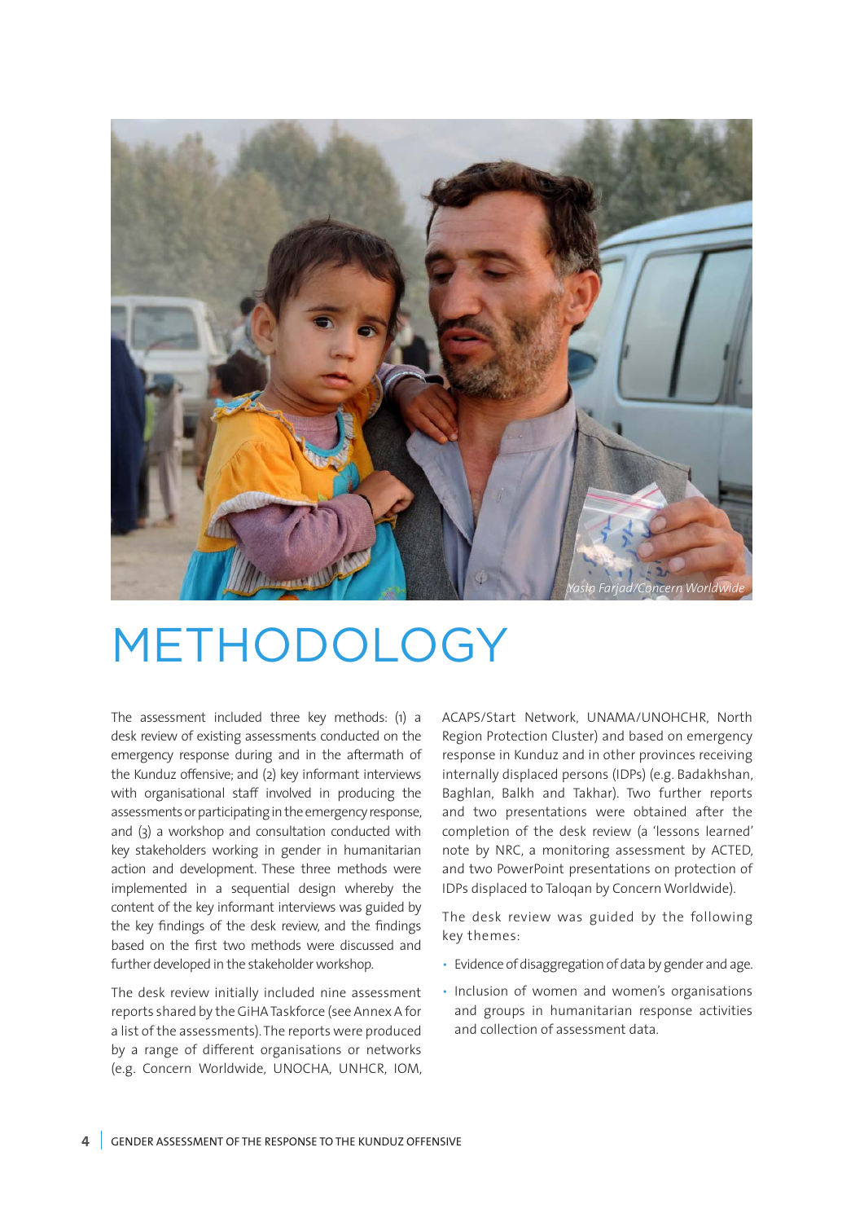Yasin Farjad/Concern Worldwide

# METHODOLOGY

The assessment included three key methods: (1) a desk review of existing assessments conducted on the emergency response during and in the aftermath of the Kunduz offensive; and (2) key informant interviews with organisational staff involved in producing the assessments or participating in the emergency response, and (3) a workshop and consultation conducted with key stakeholders working in gender in humanitarian action and development. These three methods were implemented in a sequential design whereby the content of the key informant interviews was guided by the key findings of the desk review, and the findings based on the first two methods were discussed and further developed in the stakeholder workshop.

The desk review initially included nine assessment reports shared by the GiHA Taskforce (see Annex A for a list of the assessments). The reports were produced by a range of different organisations or networks (e.g. Concern Worldwide, UNOCHA, UNHCR, IOM, ACAPS/Start Network, UNAMA/UNOHCHR, North Region Protection Cluster) and based on emergency response in Kunduz and in other provinces receiving internally displaced persons (IDPs) (e.g. Badakhshan, Baghlan, Balkh and Takhar). Two further reports and two presentations were obtained after the completion of the desk review (a 'lessons learned' note by NRC, a monitoring assessment by ACTED, and two PowerPoint presentations on protection of IDPs displaced to Taloqan by Concern Worldwide).

The desk review was guided by the following key themes:

- Evidence of disaggregation of data by gender and age.
- Inclusion of women and women's organisations and groups in humanitarian response activities and collection of assessment data.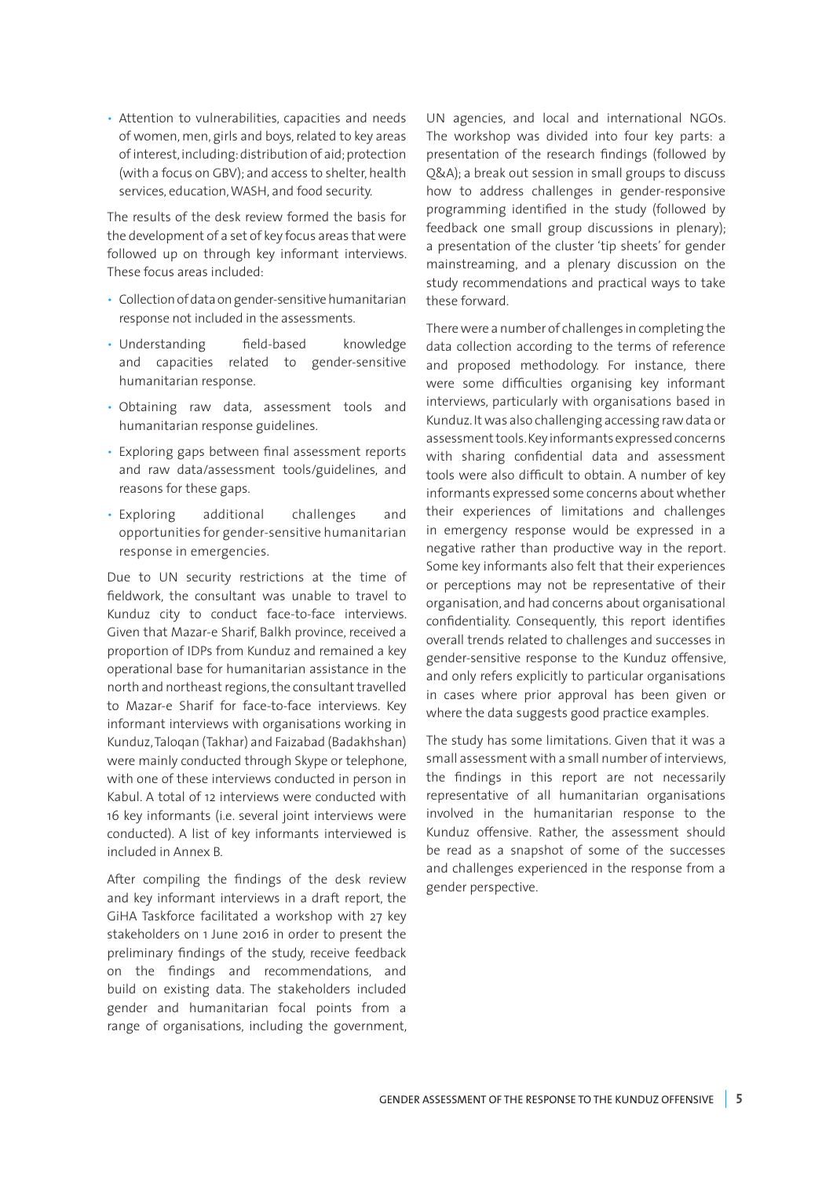- Attention to vulnerabilities, capacities and needs of women, men, girls and boys, related to key areas of interest, including: distribution of aid; protection (with a focus on GBV); and access to shelter, health services, education, WASH, and food security.

The results of the desk review formed the basis for the development of a set of key focus areas that were followed up on through key informant interviews. These focus areas included:

- Collection of data on gender-sensitive humanitarian response not included in the assessments.
- Understanding field-based knowledge and capacities related to gender-sensitive humanitarian response.
- Obtaining raw data, assessment tools and humanitarian response guidelines.
- Exploring gaps between final assessment reports and raw data/assessment tools/guidelines, and reasons for these gaps.
- Exploring additional challenges and opportunities for gender-sensitive humanitarian response in emergencies.

Due to UN security restrictions at the time of fieldwork, the consultant was unable to travel to Kunduz city to conduct face-to-face interviews. Given that Mazar-e Sharif, Balkh province, received a proportion of IDPs from Kunduz and remained a key operational base for humanitarian assistance in the north and northeast regions, the consultant travelled to Mazar-e Sharif for face-to-face interviews. Key informant interviews with organisations working in Kunduz, Taloqan (Takhar) and Faizabad (Badakhshan) were mainly conducted through Skype or telephone, with one of these interviews conducted in person in Kabul. A total of 12 interviews were conducted with 16 key informants (i.e. several joint interviews were conducted). A list of key informants interviewed is included in Annex B.

After compiling the findings of the desk review and key informant interviews in a draft report, the GiHA Taskforce facilitated a workshop with 27 key stakeholders on 1 June 2016 in order to present the preliminary findings of the study, receive feedback on the findings and recommendations, and build on existing data. The stakeholders included gender and humanitarian focal points from a range of organisations, including the government, UN agencies, and local and international NGOs. The workshop was divided into four key parts: a presentation of the research findings (followed by Q&A); a break out session in small groups to discuss how to address challenges in gender-responsive programming identified in the study (followed by feedback one small group discussions in plenary); a presentation of the cluster 'tip sheets' for gender mainstreaming, and a plenary discussion on the study recommendations and practical ways to take these forward.

There were a number of challenges in completing the data collection according to the terms of reference and proposed methodology. For instance, there were some difficulties organising key informant interviews, particularly with organisations based in Kunduz. It was also challenging accessing raw data or assessment tools. Key informants expressed concerns with sharing confidential data and assessment tools were also difficult to obtain. A number of key informants expressed some concerns about whether their experiences of limitations and challenges in emergency response would be expressed in a negative rather than productive way in the report. Some key informants also felt that their experiences or perceptions may not be representative of their organisation, and had concerns about organisational confidentiality. Consequently, this report identifies overall trends related to challenges and successes in gender-sensitive response to the Kunduz offensive, and only refers explicitly to particular organisations in cases where prior approval has been given or where the data suggests good practice examples.

The study has some limitations. Given that it was a small assessment with a small number of interviews, the findings in this report are not necessarily representative of all humanitarian organisations involved in the humanitarian response to the Kunduz offensive. Rather, the assessment should be read as a snapshot of some of the successes and challenges experienced in the response from a gender perspective.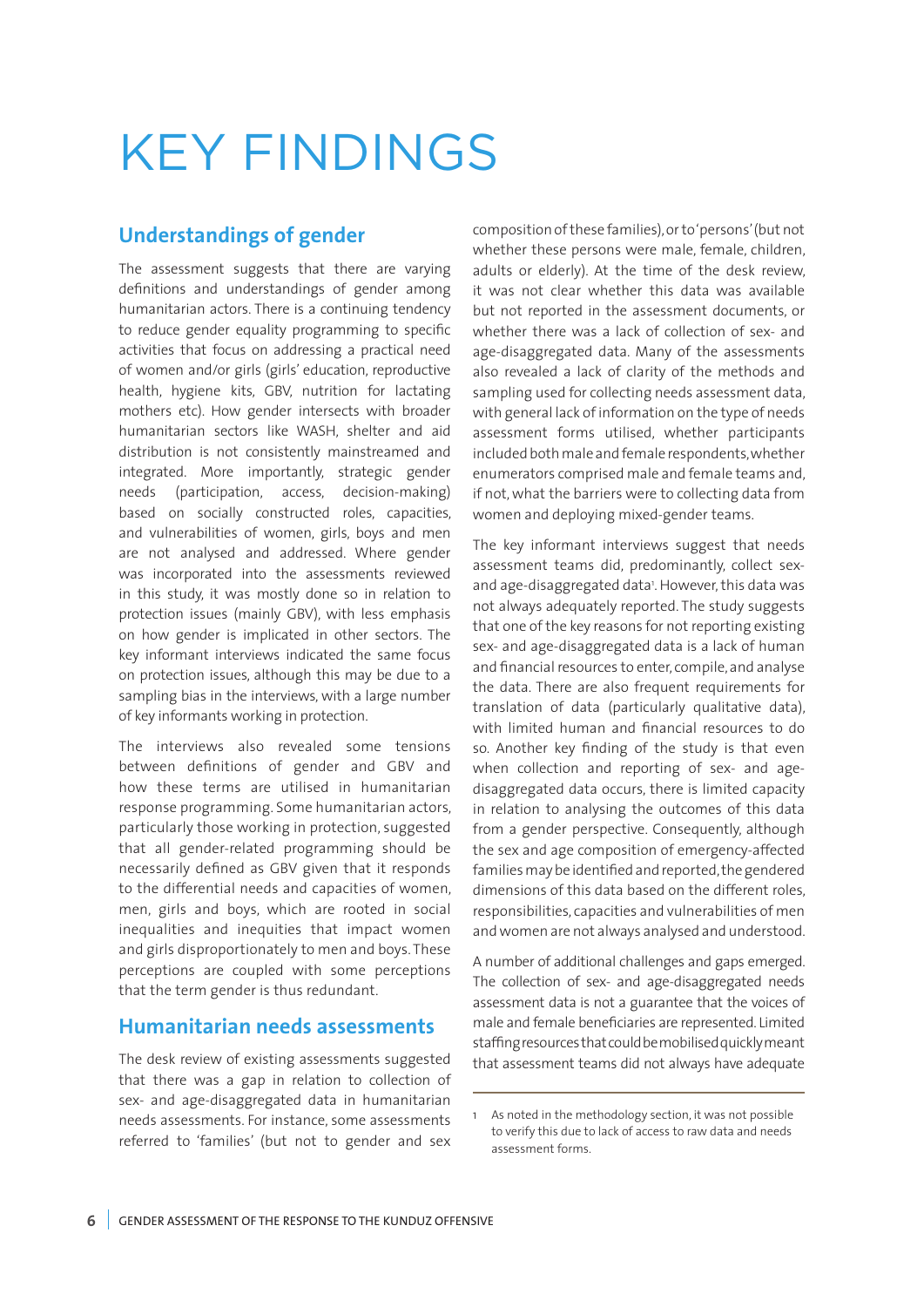# KEY FINDINGS

## Understandings of gender

The assessment suggests that there are varying definitions and understandings of gender among humanitarian actors. There is a continuing tendency to reduce gender equality programming to specific activities that focus on addressing a practical need of women and/or girls (girls' education, reproductive health, hygiene kits, GBV, nutrition for lactating mothers etc). How gender intersects with broader humanitarian sectors like WASH, shelter and aid distribution is not consistently mainstreamed and integrated. More importantly, strategic gender needs (participation, access, decision-making) based on socially constructed roles, capacities, and vulnerabilities of women, girls, boys and men are not analysed and addressed. Where gender was incorporated into the assessments reviewed in this study, it was mostly done so in relation to protection issues (mainly GBV), with less emphasis on how gender is implicated in other sectors. The key informant interviews indicated the same focus on protection issues, although this may be due to a sampling bias in the interviews, with a large number of key informants working in protection.

The interviews also revealed some tensions between definitions of gender and GBV and how these terms are utilised in humanitarian response programming. Some humanitarian actors, particularly those working in protection, suggested that all gender-related programming should be necessarily defined as GBV given that it responds to the differential needs and capacities of women, men, girls and boys, which are rooted in social inequalities and inequities that impact women and girls disproportionately to men and boys. These perceptions are coupled with some perceptions that the term gender is thus redundant.

## Humanitarian needs assessments

The desk review of existing assessments suggested that there was a gap in relation to collection of sex- and age-disaggregated data in humanitarian needs assessments. For instance, some assessments referred to 'families' (but not to gender and sex composition of these families), or to 'persons' (but not whether these persons were male, female, children, adults or elderly). At the time of the desk review, it was not clear whether this data was available but not reported in the assessment documents, or whether there was a lack of collection of sex- and age-disaggregated data. Many of the assessments also revealed a lack of clarity of the methods and sampling used for collecting needs assessment data, with general lack of information on the type of needs assessment forms utilised, whether participants included both male and female respondents, whether enumerators comprised male and female teams and, if not, what the barriers were to collecting data from women and deploying mixed-gender teams.

The key informant interviews suggest that needs assessment teams did, predominantly, collect sex- and age-disaggregated data[1]. However, this data was not always adequately reported. The study suggests that one of the key reasons for not reporting existing sex- and age-disaggregated data is a lack of human and financial resources to enter, compile, and analyse the data. There are also frequent requirements for translation of data (particularly qualitative data), with limited human and financial resources to do so. Another key finding of the study is that even when collection and reporting of sex- and age-disaggregated data occurs, there is limited capacity in relation to analysing the outcomes of this data from a gender perspective. Consequently, although the sex and age composition of emergency-affected families may be identified and reported, the gendered dimensions of this data based on the different roles, responsibilities, capacities and vulnerabilities of men and women are not always analysed and understood.

A number of additional challenges and gaps emerged. The collection of sex- and age-disaggregated needs assessment data is not a guarantee that the voices of male and female beneficiaries are represented. Limited staffing resources that could be mobilised quickly meant that assessment teams did not always have adequate

---

1 As noted in the methodology section, it was not possible to verify this due to lack of access to raw data and needs assessment forms.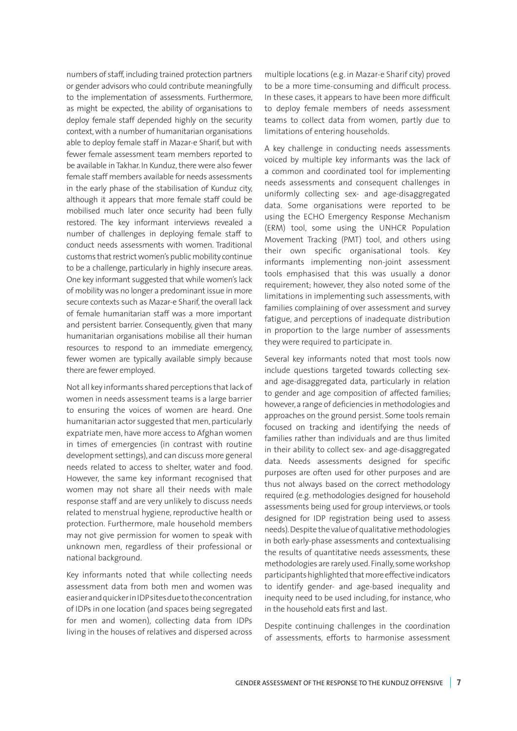numbers of staff, including trained protection partners or gender advisors who could contribute meaningfully to the implementation of assessments. Furthermore, as might be expected, the ability of organisations to deploy female staff depended highly on the security context, with a number of humanitarian organisations able to deploy female staff in Mazar-e Sharif, but with fewer female assessment team members reported to be available in Takhar. In Kunduz, there were also fewer female staff members available for needs assessments in the early phase of the stabilisation of Kunduz city, although it appears that more female staff could be mobilised much later once security had been fully restored. The key informant interviews revealed a number of challenges in deploying female staff to conduct needs assessments with women. Traditional customs that restrict women's public mobility continue to be a challenge, particularly in highly insecure areas. One key informant suggested that while women's lack of mobility was no longer a predominant issue in more secure contexts such as Mazar-e Sharif, the overall lack of female humanitarian staff was a more important and persistent barrier. Consequently, given that many humanitarian organisations mobilise all their human resources to respond to an immediate emergency, fewer women are typically available simply because there are fewer employed.

Not all key informants shared perceptions that lack of women in needs assessment teams is a large barrier to ensuring the voices of women are heard. One humanitarian actor suggested that men, particularly expatriate men, have more access to Afghan women in times of emergencies (in contrast with routine development settings), and can discuss more general needs related to access to shelter, water and food. However, the same key informant recognised that women may not share all their needs with male response staff and are very unlikely to discuss needs related to menstrual hygiene, reproductive health or protection. Furthermore, male household members may not give permission for women to speak with unknown men, regardless of their professional or national background.

Key informants noted that while collecting needs assessment data from both men and women was easier and quicker in IDP sites due to the concentration of IDPs in one location (and spaces being segregated for men and women), collecting data from IDPs living in the houses of relatives and dispersed across multiple locations (e.g. in Mazar-e Sharif city) proved to be a more time-consuming and difficult process. In these cases, it appears to have been more difficult to deploy female members of needs assessment teams to collect data from women, partly due to limitations of entering households.

A key challenge in conducting needs assessments voiced by multiple key informants was the lack of a common and coordinated tool for implementing needs assessments and consequent challenges in uniformly collecting sex- and age-disaggregated data. Some organisations were reported to be using the ECHO Emergency Response Mechanism (ERM) tool, some using the UNHCR Population Movement Tracking (PMT) tool, and others using their own specific organisational tools. Key informants implementing non-joint assessment tools emphasised that this was usually a donor requirement; however, they also noted some of the limitations in implementing such assessments, with families complaining of over assessment and survey fatigue, and perceptions of inadequate distribution in proportion to the large number of assessments they were required to participate in.

Several key informants noted that most tools now include questions targeted towards collecting sex- and age-disaggregated data, particularly in relation to gender and age composition of affected families; however, a range of deficiencies in methodologies and approaches on the ground persist. Some tools remain focused on tracking and identifying the needs of families rather than individuals and are thus limited in their ability to collect sex- and age-disaggregated data. Needs assessments designed for specific purposes are often used for other purposes and are thus not always based on the correct methodology required (e.g. methodologies designed for household assessments being used for group interviews, or tools designed for IDP registration being used to assess needs). Despite the value of qualitative methodologies in both early-phase assessments and contextualising the results of quantitative needs assessments, these methodologies are rarely used. Finally, some workshop participants highlighted that more effective indicators to identify gender- and age-based inequality and inequity need to be used including, for instance, who in the household eats first and last.

Despite continuing challenges in the coordination of assessments, efforts to harmonise assessment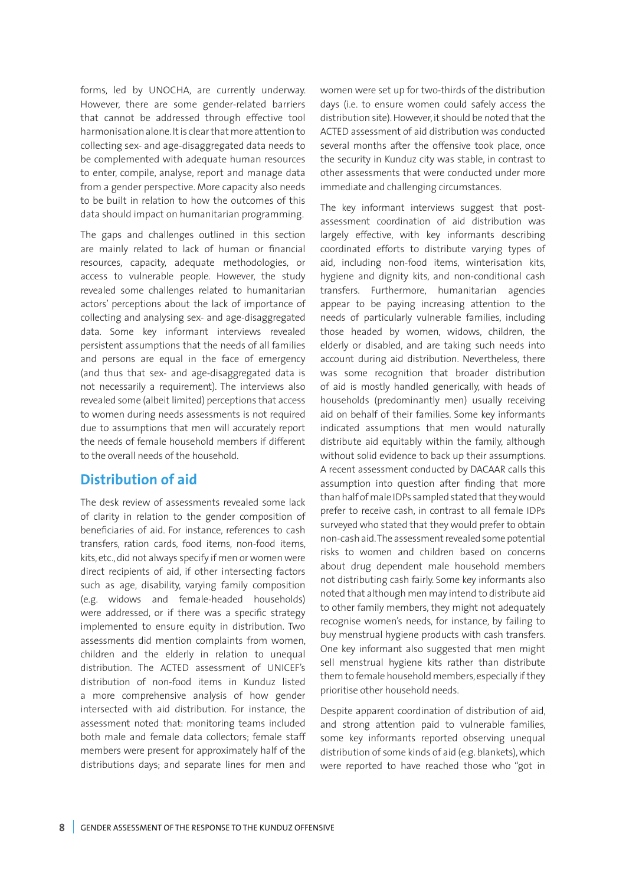forms, led by UNOCHA, are currently underway. However, there are some gender-related barriers that cannot be addressed through effective tool harmonisation alone. It is clear that more attention to collecting sex- and age-disaggregated data needs to be complemented with adequate human resources to enter, compile, analyse, report and manage data from a gender perspective. More capacity also needs to be built in relation to how the outcomes of this data should impact on humanitarian programming.

The gaps and challenges outlined in this section are mainly related to lack of human or financial resources, capacity, adequate methodologies, or access to vulnerable people. However, the study revealed some challenges related to humanitarian actors' perceptions about the lack of importance of collecting and analysing sex- and age-disaggregated data. Some key informant interviews revealed persistent assumptions that the needs of all families and persons are equal in the face of emergency (and thus that sex- and age-disaggregated data is not necessarily a requirement). The interviews also revealed some (albeit limited) perceptions that access to women during needs assessments is not required due to assumptions that men will accurately report the needs of female household members if different to the overall needs of the household.

## Distribution of aid

The desk review of assessments revealed some lack of clarity in relation to the gender composition of beneficiaries of aid. For instance, references to cash transfers, ration cards, food items, non-food items, kits, etc., did not always specify if men or women were direct recipients of aid, if other intersecting factors such as age, disability, varying family composition (e.g. widows and female-headed households) were addressed, or if there was a specific strategy implemented to ensure equity in distribution. Two assessments did mention complaints from women, children and the elderly in relation to unequal distribution. The ACTED assessment of UNICEF's distribution of non-food items in Kunduz listed a more comprehensive analysis of how gender intersected with aid distribution. For instance, the assessment noted that: monitoring teams included both male and female data collectors; female staff members were present for approximately half of the distributions days; and separate lines for men and women were set up for two-thirds of the distribution days (i.e. to ensure women could safely access the distribution site). However, it should be noted that the ACTED assessment of aid distribution was conducted several months after the offensive took place, once the security in Kunduz city was stable, in contrast to other assessments that were conducted under more immediate and challenging circumstances.

The key informant interviews suggest that post-assessment coordination of aid distribution was largely effective, with key informants describing coordinated efforts to distribute varying types of aid, including non-food items, winterisation kits, hygiene and dignity kits, and non-conditional cash transfers. Furthermore, humanitarian agencies appear to be paying increasing attention to the needs of particularly vulnerable families, including those headed by women, widows, children, the elderly or disabled, and are taking such needs into account during aid distribution. Nevertheless, there was some recognition that broader distribution of aid is mostly handled generically, with heads of households (predominantly men) usually receiving aid on behalf of their families. Some key informants indicated assumptions that men would naturally distribute aid equitably within the family, although without solid evidence to back up their assumptions. A recent assessment conducted by DACAAR calls this assumption into question after finding that more than half of male IDPs sampled stated that they would prefer to receive cash, in contrast to all female IDPs surveyed who stated that they would prefer to obtain non-cash aid. The assessment revealed some potential risks to women and children based on concerns about drug dependent male household members not distributing cash fairly. Some key informants also noted that although men may intend to distribute aid to other family members, they might not adequately recognise women's needs, for instance, by failing to buy menstrual hygiene products with cash transfers. One key informant also suggested that men might sell menstrual hygiene kits rather than distribute them to female household members, especially if they prioritise other household needs.

Despite apparent coordination of distribution of aid, and strong attention paid to vulnerable families, some key informants reported observing unequal distribution of some kinds of aid (e.g. blankets), which were reported to have reached those who "got in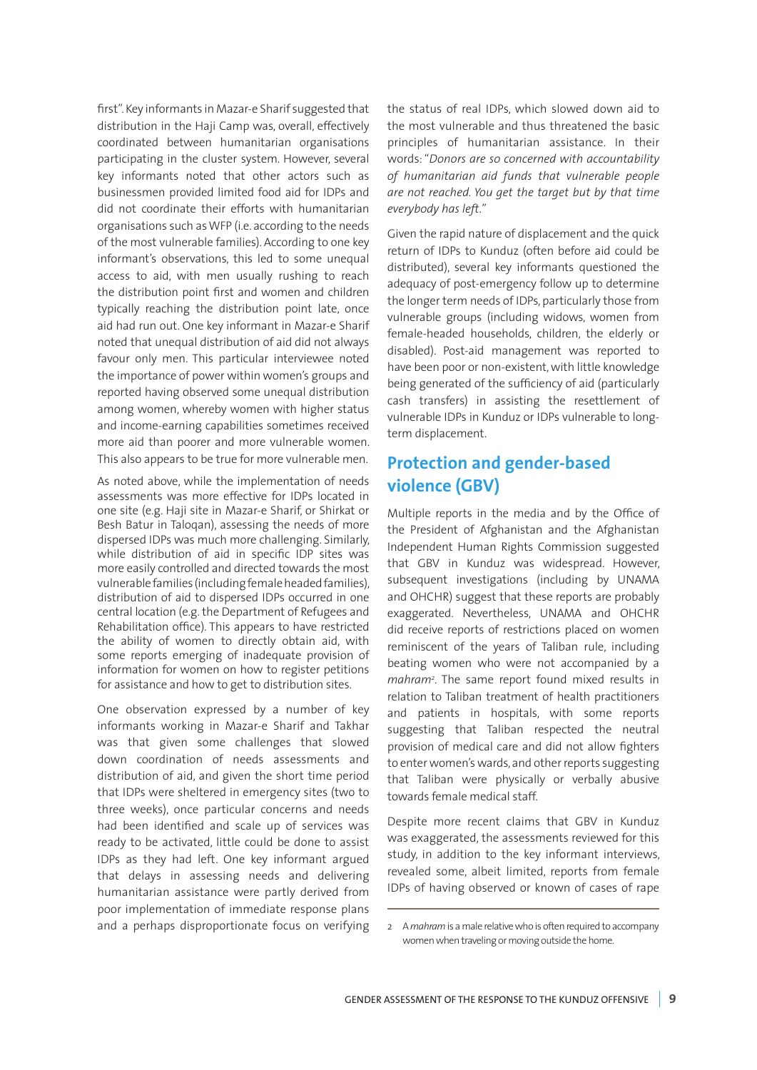first". Key informants in Mazar-e Sharif suggested that distribution in the Haji Camp was, overall, effectively coordinated between humanitarian organisations participating in the cluster system. However, several key informants noted that other actors such as businessmen provided limited food aid for IDPs and did not coordinate their efforts with humanitarian organisations such as WFP (i.e. according to the needs of the most vulnerable families). According to one key informant's observations, this led to some unequal access to aid, with men usually rushing to reach the distribution point first and women and children typically reaching the distribution point late, once aid had run out. One key informant in Mazar-e Sharif noted that unequal distribution of aid did not always favour only men. This particular interviewee noted the importance of power within women's groups and reported having observed some unequal distribution among women, whereby women with higher status and income-earning capabilities sometimes received more aid than poorer and more vulnerable women. This also appears to be true for more vulnerable men.

As noted above, while the implementation of needs assessments was more effective for IDPs located in one site (e.g. Haji site in Mazar-e Sharif, or Shirkat or Besh Batur in Taloqan), assessing the needs of more dispersed IDPs was much more challenging. Similarly, while distribution of aid in specific IDP sites was more easily controlled and directed towards the most vulnerable families (including female headed families), distribution of aid to dispersed IDPs occurred in one central location (e.g. the Department of Refugees and Rehabilitation office). This appears to have restricted the ability of women to directly obtain aid, with some reports emerging of inadequate provision of information for women on how to register petitions for assistance and how to get to distribution sites.

One observation expressed by a number of key informants working in Mazar-e Sharif and Takhar was that given some challenges that slowed down coordination of needs assessments and distribution of aid, and given the short time period that IDPs were sheltered in emergency sites (two to three weeks), once particular concerns and needs had been identified and scale up of services was ready to be activated, little could be done to assist IDPs as they had left. One key informant argued that delays in assessing needs and delivering humanitarian assistance were partly derived from poor implementation of immediate response plans and a perhaps disproportionate focus on verifying the status of real IDPs, which slowed down aid to the most vulnerable and thus threatened the basic principles of humanitarian assistance. In their words: "*Donors are so concerned with accountability of humanitarian aid funds that vulnerable people are not reached. You get the target but by that time everybody has left.*"

Given the rapid nature of displacement and the quick return of IDPs to Kunduz (often before aid could be distributed), several key informants questioned the adequacy of post-emergency follow up to determine the longer term needs of IDPs, particularly those from vulnerable groups (including widows, women from female-headed households, children, the elderly or disabled). Post-aid management was reported to have been poor or non-existent, with little knowledge being generated of the sufficiency of aid (particularly cash transfers) in assisting the resettlement of vulnerable IDPs in Kunduz or IDPs vulnerable to long-term displacement.

## Protection and gender-based violence (GBV)

Multiple reports in the media and by the Office of the President of Afghanistan and the Afghanistan Independent Human Rights Commission suggested that GBV in Kunduz was widespread. However, subsequent investigations (including by UNAMA and OHCHR) suggest that these reports are probably exaggerated. Nevertheless, UNAMA and OHCHR did receive reports of restrictions placed on women reminiscent of the years of Taliban rule, including beating women who were not accompanied by a *mahram*[2]. The same report found mixed results in relation to Taliban treatment of health practitioners and patients in hospitals, with some reports suggesting that Taliban respected the neutral provision of medical care and did not allow fighters to enter women's wards, and other reports suggesting that Taliban were physically or verbally abusive towards female medical staff.

Despite more recent claims that GBV in Kunduz was exaggerated, the assessments reviewed for this study, in addition to the key informant interviews, revealed some, albeit limited, reports from female IDPs of having observed or known of cases of rape

---

2 A *mahram* is a male relative who is often required to accompany women when traveling or moving outside the home.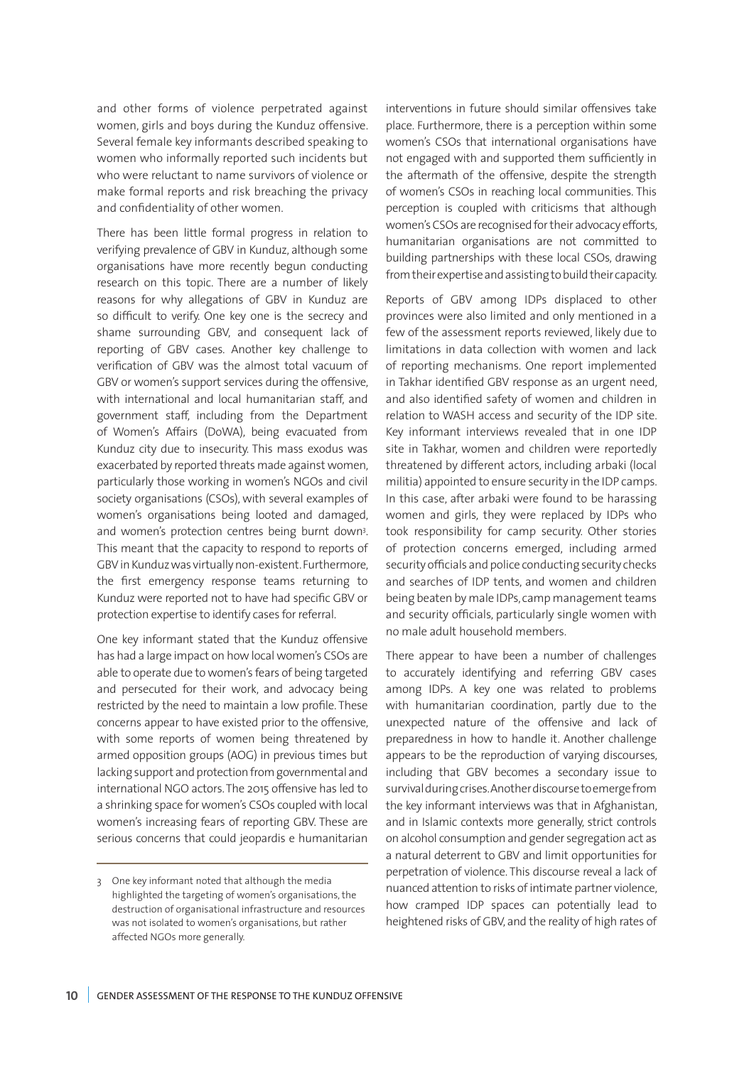and other forms of violence perpetrated against women, girls and boys during the Kunduz offensive. Several female key informants described speaking to women who informally reported such incidents but who were reluctant to name survivors of violence or make formal reports and risk breaching the privacy and confidentiality of other women.

There has been little formal progress in relation to verifying prevalence of GBV in Kunduz, although some organisations have more recently begun conducting research on this topic. There are a number of likely reasons for why allegations of GBV in Kunduz are so difficult to verify. One key one is the secrecy and shame surrounding GBV, and consequent lack of reporting of GBV cases. Another key challenge to verification of GBV was the almost total vacuum of GBV or women's support services during the offensive, with international and local humanitarian staff, and government staff, including from the Department of Women's Affairs (DoWA), being evacuated from Kunduz city due to insecurity. This mass exodus was exacerbated by reported threats made against women, particularly those working in women's NGOs and civil society organisations (CSOs), with several examples of women's organisations being looted and damaged, and women's protection centres being burnt down[3]. This meant that the capacity to respond to reports of GBV in Kunduz was virtually non-existent. Furthermore, the first emergency response teams returning to Kunduz were reported not to have had specific GBV or protection expertise to identify cases for referral.

One key informant stated that the Kunduz offensive has had a large impact on how local women's CSOs are able to operate due to women's fears of being targeted and persecuted for their work, and advocacy being restricted by the need to maintain a low profile. These concerns appear to have existed prior to the offensive, with some reports of women being threatened by armed opposition groups (AOG) in previous times but lacking support and protection from governmental and international NGO actors. The 2015 offensive has led to a shrinking space for women's CSOs coupled with local women's increasing fears of reporting GBV. These are serious concerns that could jeopardis e humanitarian interventions in future should similar offensives take place. Furthermore, there is a perception within some women's CSOs that international organisations have not engaged with and supported them sufficiently in the aftermath of the offensive, despite the strength of women's CSOs in reaching local communities. This perception is coupled with criticisms that although women's CSOs are recognised for their advocacy efforts, humanitarian organisations are not committed to building partnerships with these local CSOs, drawing from their expertise and assisting to build their capacity.

Reports of GBV among IDPs displaced to other provinces were also limited and only mentioned in a few of the assessment reports reviewed, likely due to limitations in data collection with women and lack of reporting mechanisms. One report implemented in Takhar identified GBV response as an urgent need, and also identified safety of women and children in relation to WASH access and security of the IDP site. Key informant interviews revealed that in one IDP site in Takhar, women and children were reportedly threatened by different actors, including arbaki (local militia) appointed to ensure security in the IDP camps. In this case, after arbaki were found to be harassing women and girls, they were replaced by IDPs who took responsibility for camp security. Other stories of protection concerns emerged, including armed security officials and police conducting security checks and searches of IDP tents, and women and children being beaten by male IDPs, camp management teams and security officials, particularly single women with no male adult household members.

There appear to have been a number of challenges to accurately identifying and referring GBV cases among IDPs. A key one was related to problems with humanitarian coordination, partly due to the unexpected nature of the offensive and lack of preparedness in how to handle it. Another challenge appears to be the reproduction of varying discourses, including that GBV becomes a secondary issue to survival during crises. Another discourse to emerge from the key informant interviews was that in Afghanistan, and in Islamic contexts more generally, strict controls on alcohol consumption and gender segregation act as a natural deterrent to GBV and limit opportunities for perpetration of violence. This discourse reveal a lack of nuanced attention to risks of intimate partner violence, how cramped IDP spaces can potentially lead to heightened risks of GBV, and the reality of high rates of

[3] One key informant noted that although the media highlighted the targeting of women's organisations, the destruction of organisational infrastructure and resources was not isolated to women's organisations, but rather affected NGOs more generally.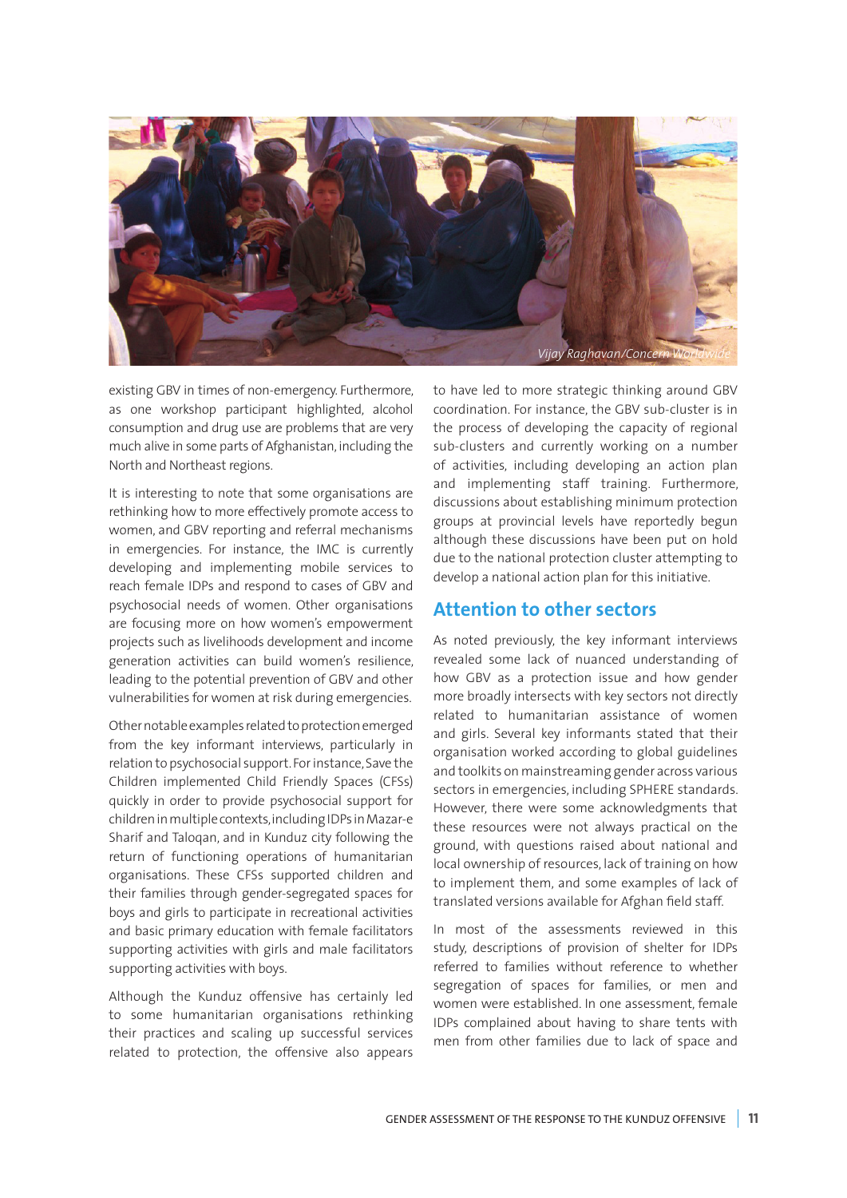Vijay Raghavan/Concern Worldwide

existing GBV in times of non-emergency. Furthermore, as one workshop participant highlighted, alcohol consumption and drug use are problems that are very much alive in some parts of Afghanistan, including the North and Northeast regions.

It is interesting to note that some organisations are rethinking how to more effectively promote access to women, and GBV reporting and referral mechanisms in emergencies. For instance, the IMC is currently developing and implementing mobile services to reach female IDPs and respond to cases of GBV and psychosocial needs of women. Other organisations are focusing more on how women's empowerment projects such as livelihoods development and income generation activities can build women's resilience, leading to the potential prevention of GBV and other vulnerabilities for women at risk during emergencies.

Other notable examples related to protection emerged from the key informant interviews, particularly in relation to psychosocial support. For instance, Save the Children implemented Child Friendly Spaces (CFSs) quickly in order to provide psychosocial support for children in multiple contexts, including IDPs in Mazar-e Sharif and Taloqan, and in Kunduz city following the return of functioning operations of humanitarian organisations. These CFSs supported children and their families through gender-segregated spaces for boys and girls to participate in recreational activities and basic primary education with female facilitators supporting activities with girls and male facilitators supporting activities with boys.

Although the Kunduz offensive has certainly led to some humanitarian organisations rethinking their practices and scaling up successful services related to protection, the offensive also appears to have led to more strategic thinking around GBV coordination. For instance, the GBV sub-cluster is in the process of developing the capacity of regional sub-clusters and currently working on a number of activities, including developing an action plan and implementing staff training. Furthermore, discussions about establishing minimum protection groups at provincial levels have reportedly begun although these discussions have been put on hold due to the national protection cluster attempting to develop a national action plan for this initiative.

## Attention to other sectors

As noted previously, the key informant interviews revealed some lack of nuanced understanding of how GBV as a protection issue and how gender more broadly intersects with key sectors not directly related to humanitarian assistance of women and girls. Several key informants stated that their organisation worked according to global guidelines and toolkits on mainstreaming gender across various sectors in emergencies, including SPHERE standards. However, there were some acknowledgments that these resources were not always practical on the ground, with questions raised about national and local ownership of resources, lack of training on how to implement them, and some examples of lack of translated versions available for Afghan field staff.

In most of the assessments reviewed in this study, descriptions of provision of shelter for IDPs referred to families without reference to whether segregation of spaces for families, or men and women were established. In one assessment, female IDPs complained about having to share tents with men from other families due to lack of space and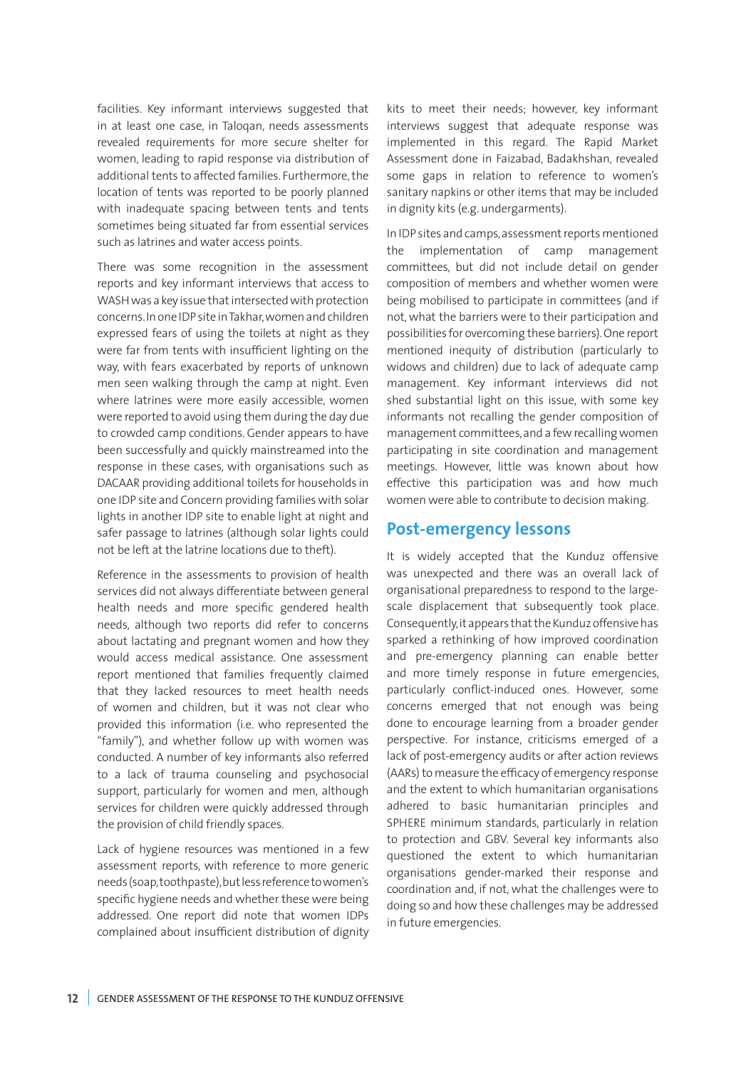facilities. Key informant interviews suggested that in at least one case, in Taloqan, needs assessments revealed requirements for more secure shelter for women, leading to rapid response via distribution of additional tents to affected families. Furthermore, the location of tents was reported to be poorly planned with inadequate spacing between tents and tents sometimes being situated far from essential services such as latrines and water access points.

There was some recognition in the assessment reports and key informant interviews that access to WASH was a key issue that intersected with protection concerns. In one IDP site in Takhar, women and children expressed fears of using the toilets at night as they were far from tents with insufficient lighting on the way, with fears exacerbated by reports of unknown men seen walking through the camp at night. Even where latrines were more easily accessible, women were reported to avoid using them during the day due to crowded camp conditions. Gender appears to have been successfully and quickly mainstreamed into the response in these cases, with organisations such as DACAAR providing additional toilets for households in one IDP site and Concern providing families with solar lights in another IDP site to enable light at night and safer passage to latrines (although solar lights could not be left at the latrine locations due to theft).

Reference in the assessments to provision of health services did not always differentiate between general health needs and more specific gendered health needs, although two reports did refer to concerns about lactating and pregnant women and how they would access medical assistance. One assessment report mentioned that families frequently claimed that they lacked resources to meet health needs of women and children, but it was not clear who provided this information (i.e. who represented the "family"), and whether follow up with women was conducted. A number of key informants also referred to a lack of trauma counseling and psychosocial support, particularly for women and men, although services for children were quickly addressed through the provision of child friendly spaces.

Lack of hygiene resources was mentioned in a few assessment reports, with reference to more generic needs (soap, toothpaste), but less reference to women's specific hygiene needs and whether these were being addressed. One report did note that women IDPs complained about insufficient distribution of dignity kits to meet their needs; however, key informant interviews suggest that adequate response was implemented in this regard. The Rapid Market Assessment done in Faizabad, Badakhshan, revealed some gaps in relation to reference to women's sanitary napkins or other items that may be included in dignity kits (e.g. undergarments).

In IDP sites and camps, assessment reports mentioned the implementation of camp management committees, but did not include detail on gender composition of members and whether women were being mobilised to participate in committees (and if not, what the barriers were to their participation and possibilities for overcoming these barriers). One report mentioned inequity of distribution (particularly to widows and children) due to lack of adequate camp management. Key informant interviews did not shed substantial light on this issue, with some key informants not recalling the gender composition of management committees, and a few recalling women participating in site coordination and management meetings. However, little was known about how effective this participation was and how much women were able to contribute to decision making.

## Post-emergency lessons

It is widely accepted that the Kunduz offensive was unexpected and there was an overall lack of organisational preparedness to respond to the large-scale displacement that subsequently took place. Consequently, it appears that the Kunduz offensive has sparked a rethinking of how improved coordination and pre-emergency planning can enable better and more timely response in future emergencies, particularly conflict-induced ones. However, some concerns emerged that not enough was being done to encourage learning from a broader gender perspective. For instance, criticisms emerged of a lack of post-emergency audits or after action reviews (AARs) to measure the efficacy of emergency response and the extent to which humanitarian organisations adhered to basic humanitarian principles and SPHERE minimum standards, particularly in relation to protection and GBV. Several key informants also questioned the extent to which humanitarian organisations gender-marked their response and coordination and, if not, what the challenges were to doing so and how these challenges may be addressed in future emergencies.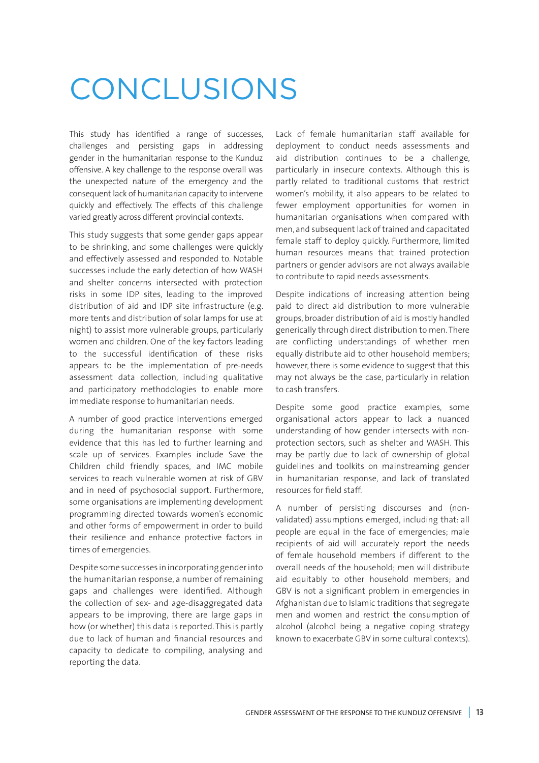# CONCLUSIONS

This study has identified a range of successes, challenges and persisting gaps in addressing gender in the humanitarian response to the Kunduz offensive. A key challenge to the response overall was the unexpected nature of the emergency and the consequent lack of humanitarian capacity to intervene quickly and effectively. The effects of this challenge varied greatly across different provincial contexts.

This study suggests that some gender gaps appear to be shrinking, and some challenges were quickly and effectively assessed and responded to. Notable successes include the early detection of how WASH and shelter concerns intersected with protection risks in some IDP sites, leading to the improved distribution of aid and IDP site infrastructure (e.g. more tents and distribution of solar lamps for use at night) to assist more vulnerable groups, particularly women and children. One of the key factors leading to the successful identification of these risks appears to be the implementation of pre-needs assessment data collection, including qualitative and participatory methodologies to enable more immediate response to humanitarian needs.

A number of good practice interventions emerged during the humanitarian response with some evidence that this has led to further learning and scale up of services. Examples include Save the Children child friendly spaces, and IMC mobile services to reach vulnerable women at risk of GBV and in need of psychosocial support. Furthermore, some organisations are implementing development programming directed towards women's economic and other forms of empowerment in order to build their resilience and enhance protective factors in times of emergencies.

Despite some successes in incorporating gender into the humanitarian response, a number of remaining gaps and challenges were identified. Although the collection of sex- and age-disaggregated data appears to be improving, there are large gaps in how (or whether) this data is reported. This is partly due to lack of human and financial resources and capacity to dedicate to compiling, analysing and reporting the data.

Lack of female humanitarian staff available for deployment to conduct needs assessments and aid distribution continues to be a challenge, particularly in insecure contexts. Although this is partly related to traditional customs that restrict women's mobility, it also appears to be related to fewer employment opportunities for women in humanitarian organisations when compared with men, and subsequent lack of trained and capacitated female staff to deploy quickly. Furthermore, limited human resources means that trained protection partners or gender advisors are not always available to contribute to rapid needs assessments.

Despite indications of increasing attention being paid to direct aid distribution to more vulnerable groups, broader distribution of aid is mostly handled generically through direct distribution to men. There are conflicting understandings of whether men equally distribute aid to other household members; however, there is some evidence to suggest that this may not always be the case, particularly in relation to cash transfers.

Despite some good practice examples, some organisational actors appear to lack a nuanced understanding of how gender intersects with non-protection sectors, such as shelter and WASH. This may be partly due to lack of ownership of global guidelines and toolkits on mainstreaming gender in humanitarian response, and lack of translated resources for field staff.

A number of persisting discourses and (non-validated) assumptions emerged, including that: all people are equal in the face of emergencies; male recipients of aid will accurately report the needs of female household members if different to the overall needs of the household; men will distribute aid equitably to other household members; and GBV is not a significant problem in emergencies in Afghanistan due to Islamic traditions that segregate men and women and restrict the consumption of alcohol (alcohol being a negative coping strategy known to exacerbate GBV in some cultural contexts).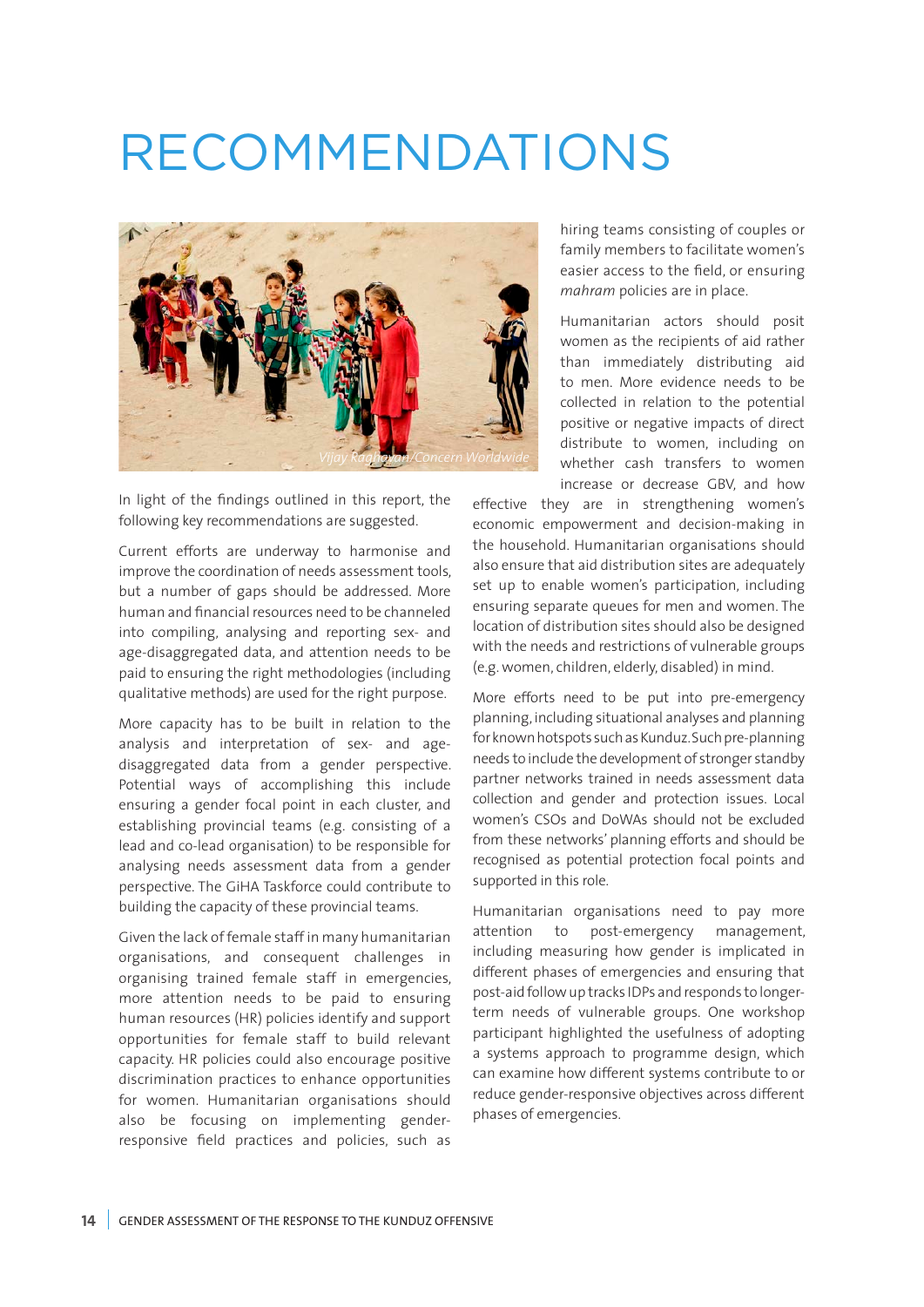# RECOMMENDATIONS

Vijay Raghavan/Concern Worldwide

In light of the findings outlined in this report, the following key recommendations are suggested.

Current efforts are underway to harmonise and improve the coordination of needs assessment tools, but a number of gaps should be addressed. More human and financial resources need to be channeled into compiling, analysing and reporting sex- and age-disaggregated data, and attention needs to be paid to ensuring the right methodologies (including qualitative methods) are used for the right purpose.

More capacity has to be built in relation to the analysis and interpretation of sex- and age-disaggregated data from a gender perspective. Potential ways of accomplishing this include ensuring a gender focal point in each cluster, and establishing provincial teams (e.g. consisting of a lead and co-lead organisation) to be responsible for analysing needs assessment data from a gender perspective. The GiHA Taskforce could contribute to building the capacity of these provincial teams.

Given the lack of female staff in many humanitarian organisations, and consequent challenges in organising trained female staff in emergencies, more attention needs to be paid to ensuring human resources (HR) policies identify and support opportunities for female staff to build relevant capacity. HR policies could also encourage positive discrimination practices to enhance opportunities for women. Humanitarian organisations should also be focusing on implementing gender-responsive field practices and policies, such as hiring teams consisting of couples or family members to facilitate women's easier access to the field, or ensuring *mahram* policies are in place.

Humanitarian actors should posit women as the recipients of aid rather than immediately distributing aid to men. More evidence needs to be collected in relation to the potential positive or negative impacts of direct distribute to women, including on whether cash transfers to women increase or decrease GBV, and how effective they are in strengthening women's economic empowerment and decision-making in the household. Humanitarian organisations should also ensure that aid distribution sites are adequately set up to enable women's participation, including ensuring separate queues for men and women. The location of distribution sites should also be designed with the needs and restrictions of vulnerable groups (e.g. women, children, elderly, disabled) in mind.

More efforts need to be put into pre-emergency planning, including situational analyses and planning for known hotspots such as Kunduz. Such pre-planning needs to include the development of stronger standby partner networks trained in needs assessment data collection and gender and protection issues. Local women's CSOs and DoWAs should not be excluded from these networks' planning efforts and should be recognised as potential protection focal points and supported in this role.

Humanitarian organisations need to pay more attention to post-emergency management, including measuring how gender is implicated in different phases of emergencies and ensuring that post-aid follow up tracks IDPs and responds to longer-term needs of vulnerable groups. One workshop participant highlighted the usefulness of adopting a systems approach to programme design, which can examine how different systems contribute to or reduce gender-responsive objectives across different phases of emergencies.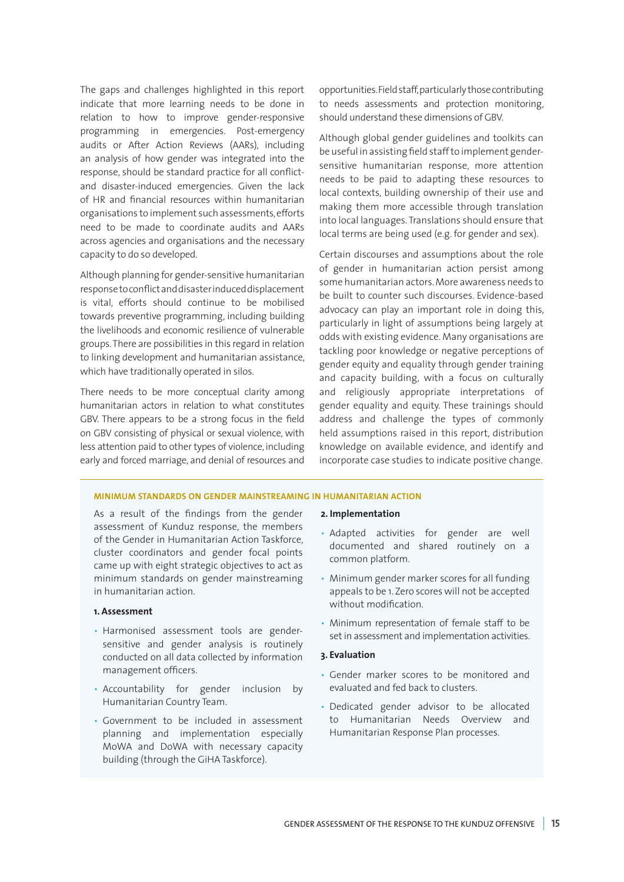The gaps and challenges highlighted in this report indicate that more learning needs to be done in relation to how to improve gender-responsive programming in emergencies. Post-emergency audits or After Action Reviews (AARs), including an analysis of how gender was integrated into the response, should be standard practice for all conflict- and disaster-induced emergencies. Given the lack of HR and financial resources within humanitarian organisations to implement such assessments, efforts need to be made to coordinate audits and AARs across agencies and organisations and the necessary capacity to do so developed.

Although planning for gender-sensitive humanitarian response to conflict and disaster induced displacement is vital, efforts should continue to be mobilised towards preventive programming, including building the livelihoods and economic resilience of vulnerable groups. There are possibilities in this regard in relation to linking development and humanitarian assistance, which have traditionally operated in silos.

There needs to be more conceptual clarity among humanitarian actors in relation to what constitutes GBV. There appears to be a strong focus in the field on GBV consisting of physical or sexual violence, with less attention paid to other types of violence, including early and forced marriage, and denial of resources and opportunities. Field staff, particularly those contributing to needs assessments and protection monitoring, should understand these dimensions of GBV.

Although global gender guidelines and toolkits can be useful in assisting field staff to implement gender-sensitive humanitarian response, more attention needs to be paid to adapting these resources to local contexts, building ownership of their use and making them more accessible through translation into local languages. Translations should ensure that local terms are being used (e.g. for gender and sex).

Certain discourses and assumptions about the role of gender in humanitarian action persist among some humanitarian actors. More awareness needs to be built to counter such discourses. Evidence-based advocacy can play an important role in doing this, particularly in light of assumptions being largely at odds with existing evidence. Many organisations are tackling poor knowledge or negative perceptions of gender equity and equality through gender training and capacity building, with a focus on culturally and religiously appropriate interpretations of gender equality and equity. These trainings should address and challenge the types of commonly held assumptions raised in this report, distribution knowledge on available evidence, and identify and incorporate case studies to indicate positive change.

## MINIMUM STANDARDS ON GENDER MAINSTREAMING IN HUMANITARIAN ACTION

As a result of the findings from the gender assessment of Kunduz response, the members of the Gender in Humanitarian Action Taskforce, cluster coordinators and gender focal points came up with eight strategic objectives to act as minimum standards on gender mainstreaming in humanitarian action.

**1. Assessment**

- Harmonised assessment tools are gender-sensitive and gender analysis is routinely conducted on all data collected by information management officers.
- Accountability for gender inclusion by Humanitarian Country Team.
- Government to be included in assessment planning and implementation especially MoWA and DoWA with necessary capacity building (through the GiHA Taskforce).

**2. Implementation**

- Adapted activities for gender are well documented and shared routinely on a common platform.
- Minimum gender marker scores for all funding appeals to be 1. Zero scores will not be accepted without modification.
- Minimum representation of female staff to be set in assessment and implementation activities.

**3. Evaluation**

- Gender marker scores to be monitored and evaluated and fed back to clusters.
- Dedicated gender advisor to be allocated to Humanitarian Needs Overview and Humanitarian Response Plan processes.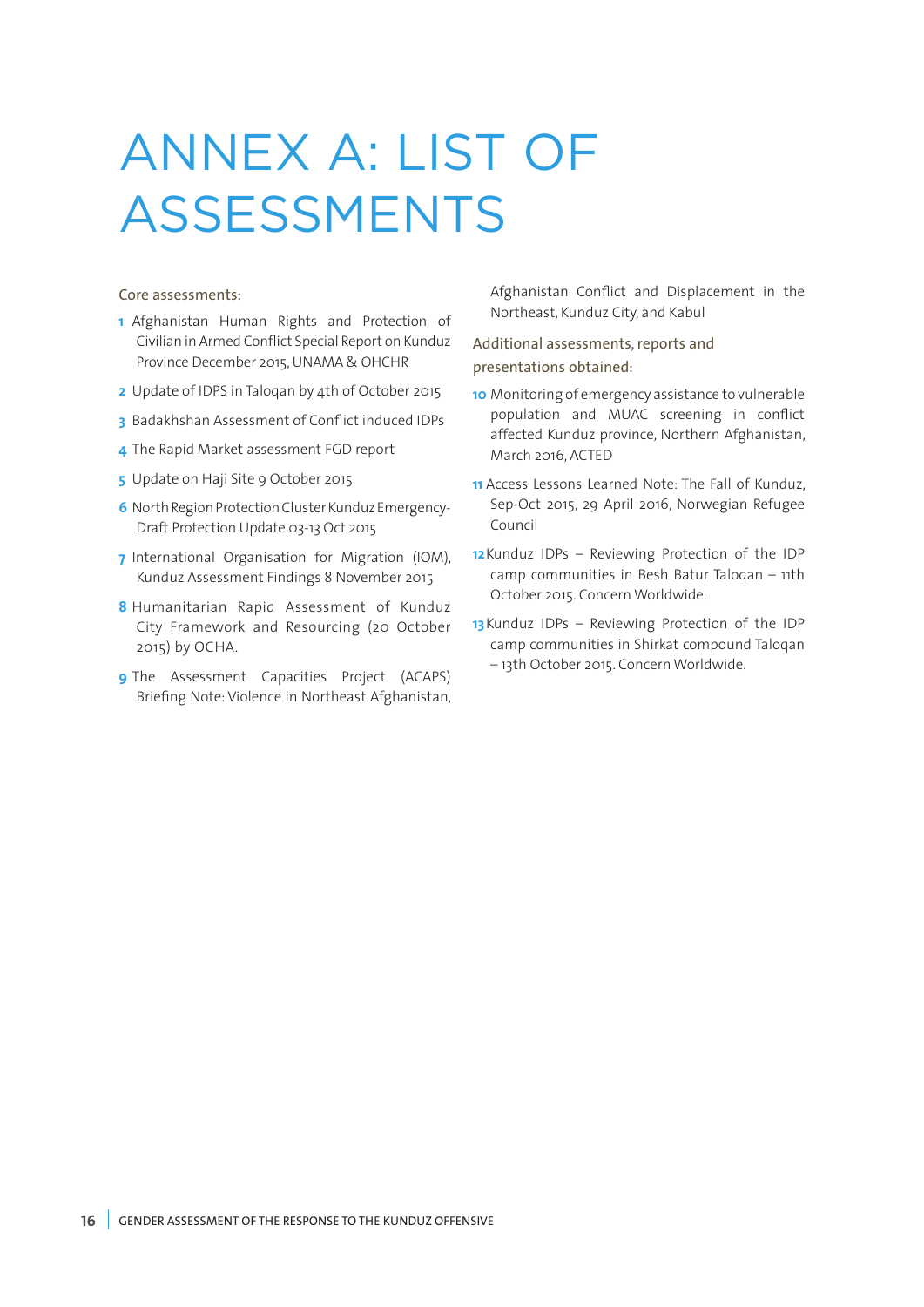# ANNEX A: LIST OF ASSESSMENTS

Core assessments:

1. Afghanistan Human Rights and Protection of Civilian in Armed Conflict Special Report on Kunduz Province December 2015, UNAMA & OHCHR
2. Update of IDPS in Taloqan by 4th of October 2015
3. Badakhshan Assessment of Conflict induced IDPs
4. The Rapid Market assessment FGD report
5. Update on Haji Site 9 October 2015
6. North Region Protection Cluster Kunduz Emergency-Draft Protection Update 03-13 Oct 2015
7. International Organisation for Migration (IOM), Kunduz Assessment Findings 8 November 2015
8. Humanitarian Rapid Assessment of Kunduz City Framework and Resourcing (20 October 2015) by OCHA.
9. The Assessment Capacities Project (ACAPS) Briefing Note: Violence in Northeast Afghanistan, Afghanistan Conflict and Displacement in the Northeast, Kunduz City, and Kabul

Additional assessments, reports and presentations obtained:

10. Monitoring of emergency assistance to vulnerable population and MUAC screening in conflict affected Kunduz province, Northern Afghanistan, March 2016, ACTED
11. Access Lessons Learned Note: The Fall of Kunduz, Sep-Oct 2015, 29 April 2016, Norwegian Refugee Council
12. Kunduz IDPs – Reviewing Protection of the IDP camp communities in Besh Batur Taloqan – 11th October 2015. Concern Worldwide.
13. Kunduz IDPs – Reviewing Protection of the IDP camp communities in Shirkat compound Taloqan – 13th October 2015. Concern Worldwide.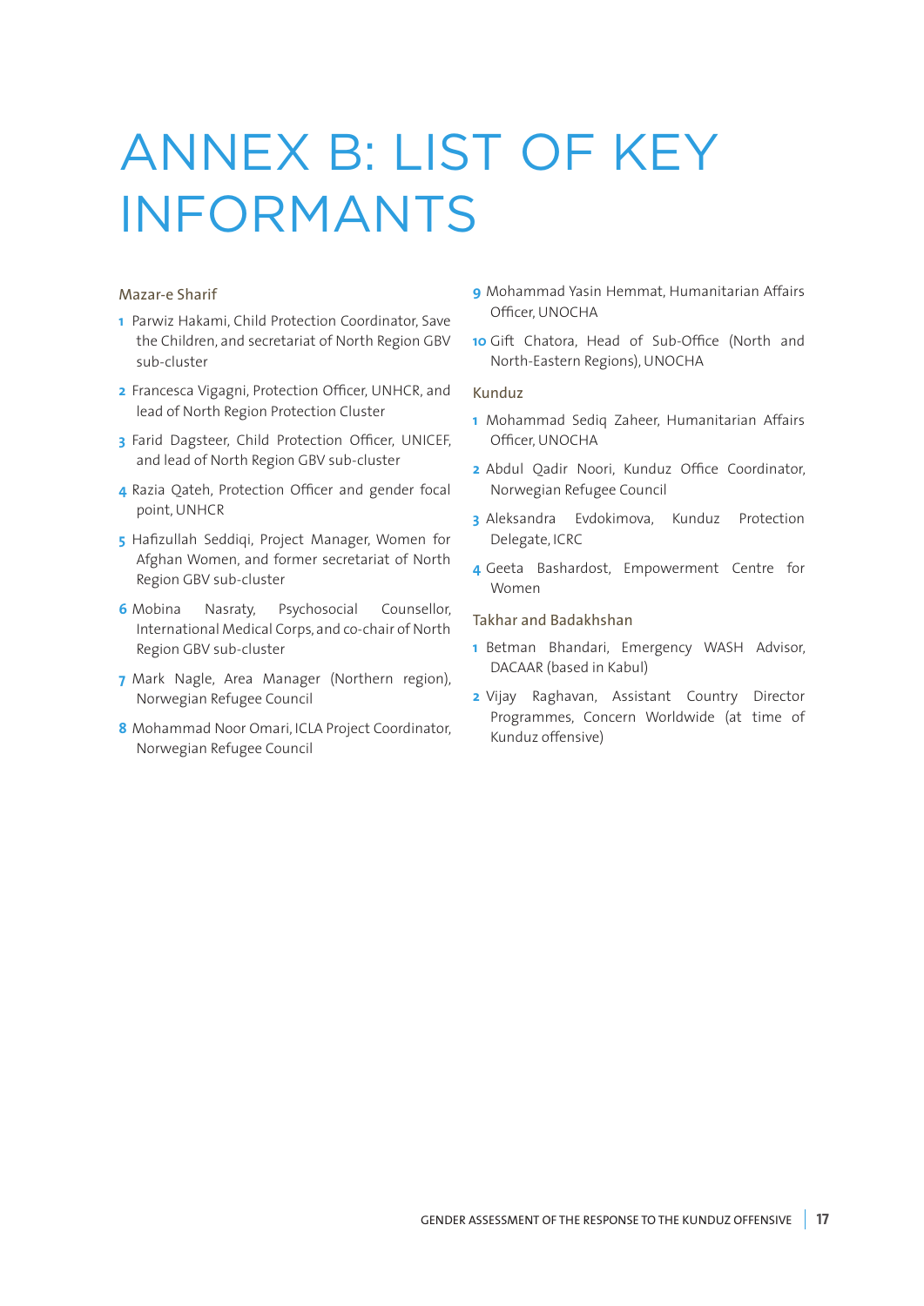# ANNEX B: LIST OF KEY INFORMANTS

### Mazar-e Sharif

1. Parwiz Hakami, Child Protection Coordinator, Save the Children, and secretariat of North Region GBV sub-cluster
2. Francesca Vigagni, Protection Officer, UNHCR, and lead of North Region Protection Cluster
3. Farid Dagsteer, Child Protection Officer, UNICEF, and lead of North Region GBV sub-cluster
4. Razia Qateh, Protection Officer and gender focal point, UNHCR
5. Hafizullah Seddiqi, Project Manager, Women for Afghan Women, and former secretariat of North Region GBV sub-cluster
6. Mobina Nasraty, Psychosocial Counsellor, International Medical Corps, and co-chair of North Region GBV sub-cluster
7. Mark Nagle, Area Manager (Northern region), Norwegian Refugee Council
8. Mohammad Noor Omari, ICLA Project Coordinator, Norwegian Refugee Council
9. Mohammad Yasin Hemmat, Humanitarian Affairs Officer, UNOCHA
10. Gift Chatora, Head of Sub-Office (North and North-Eastern Regions), UNOCHA

### Kunduz

1. Mohammad Sediq Zaheer, Humanitarian Affairs Officer, UNOCHA
2. Abdul Qadir Noori, Kunduz Office Coordinator, Norwegian Refugee Council
3. Aleksandra Evdokimova, Kunduz Protection Delegate, ICRC
4. Geeta Bashardost, Empowerment Centre for Women

### Takhar and Badakhshan

1. Betman Bhandari, Emergency WASH Advisor, DACAAR (based in Kabul)
2. Vijay Raghavan, Assistant Country Director Programmes, Concern Worldwide (at time of Kunduz offensive)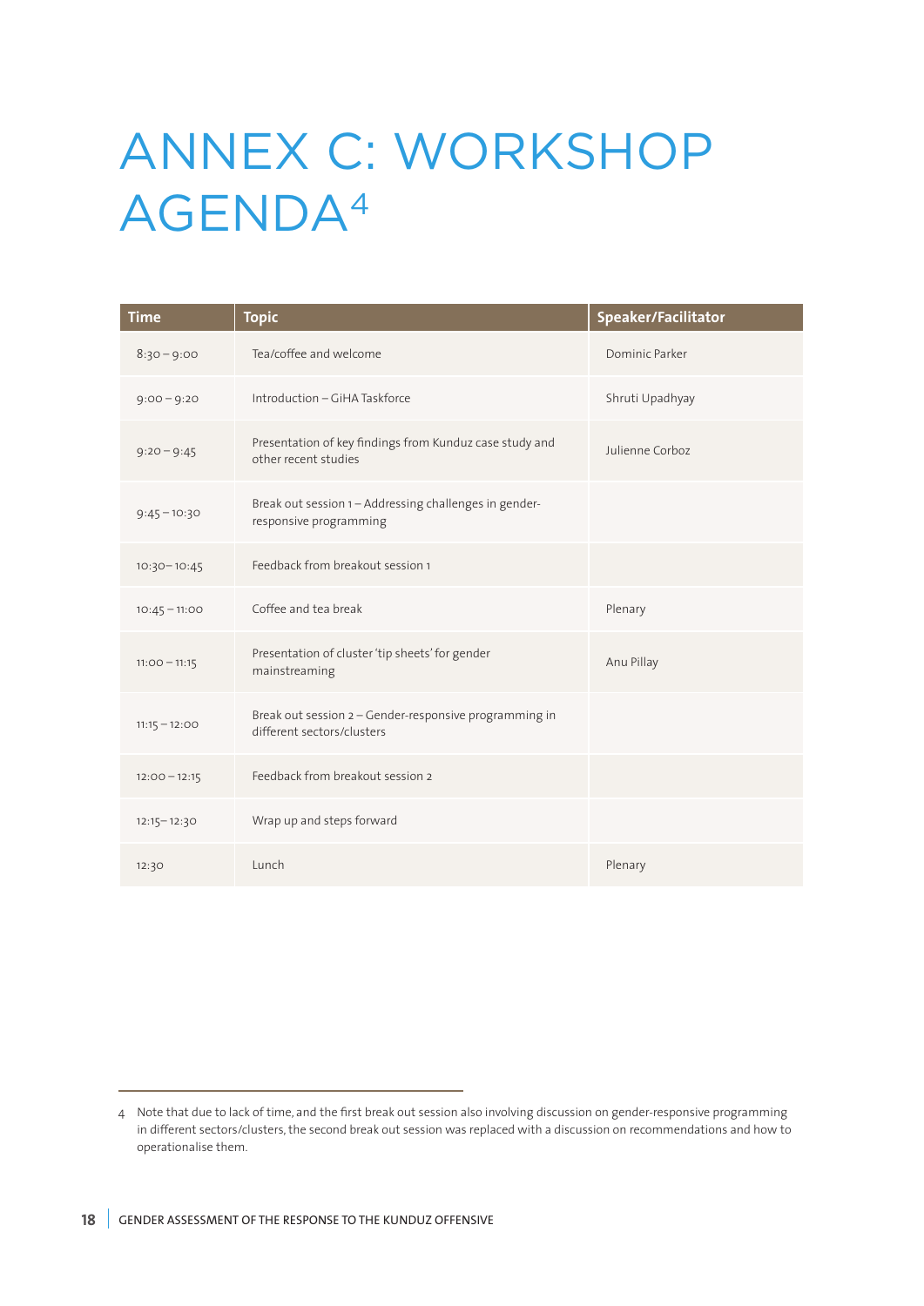# ANNEX C: WORKSHOP AGENDA[4]

| Time | Topic | Speaker/Facilitator |
|---|---|---|
| 8:30 – 9:00 | Tea/coffee and welcome | Dominic Parker |
| 9:00 – 9:20 | Introduction – GiHA Taskforce | Shruti Upadhyay |
| 9:20 – 9:45 | Presentation of key findings from Kunduz case study and other recent studies | Julienne Corboz |
| 9:45 – 10:30 | Break out session 1 – Addressing challenges in gender-responsive programming | |
| 10:30– 10:45 | Feedback from breakout session 1 | |
| 10:45 – 11:00 | Coffee and tea break | Plenary |
| 11:00 – 11:15 | Presentation of cluster 'tip sheets' for gender mainstreaming | Anu Pillay |
| 11:15 – 12:00 | Break out session 2 – Gender-responsive programming in different sectors/clusters | |
| 12:00 – 12:15 | Feedback from breakout session 2 | |
| 12:15– 12:30 | Wrap up and steps forward | |
| 12:30 | Lunch | Plenary |

4 Note that due to lack of time, and the first break out session also involving discussion on gender-responsive programming in different sectors/clusters, the second break out session was replaced with a discussion on recommendations and how to operationalise them.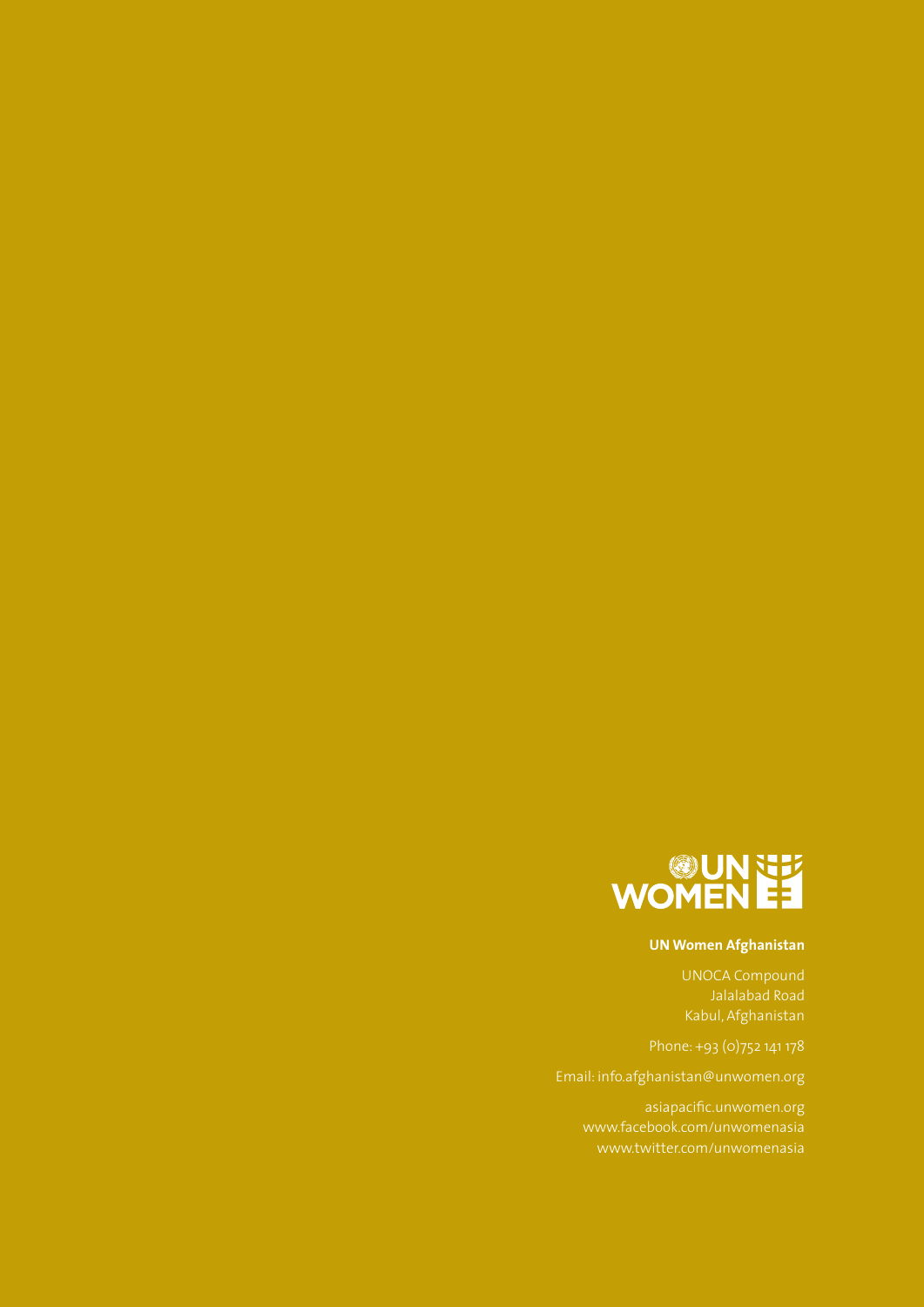UN WOMEN

**UN Women Afghanistan**

UNOCA Compound
Jalalabad Road
Kabul, Afghanistan

Phone: +93 (0)752 141 178

Email: info.afghanistan@unwomen.org

asiapacific.unwomen.org
www.facebook.com/unwomenasia
www.twitter.com/unwomenasia